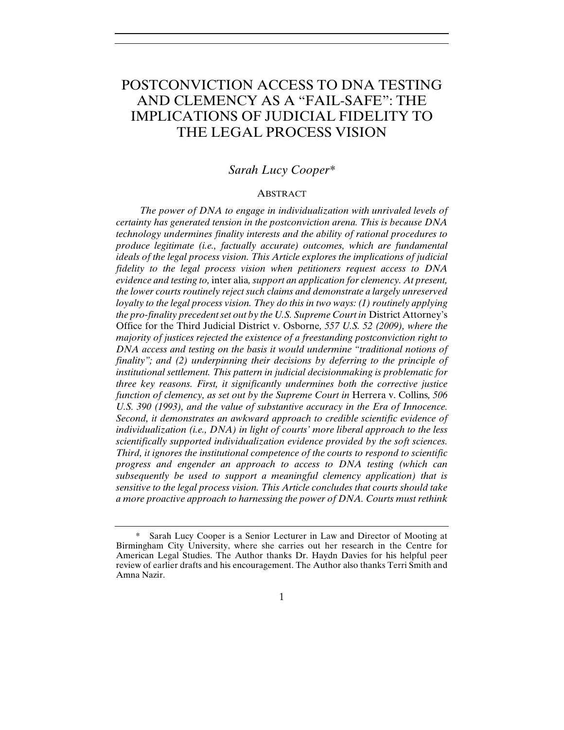# POSTCONVICTION ACCESS TO DNA TESTING AND CLEMENCY AS A "FAIL-SAFE": THE IMPLICATIONS OF JUDICIAL FIDELITY TO THE LEGAL PROCESS VISION

*Sarah Lucy Cooper\**

## ABSTRACT

*The power of DNA to engage in individualization with unrivaled levels of certainty has generated tension in the postconviction arena. This is because DNA technology undermines finality interests and the ability of rational procedures to produce legitimate (i.e., factually accurate) outcomes, which are fundamental ideals of the legal process vision. This Article explores the implications of judicial fidelity to the legal process vision when petitioners request access to DNA evidence and testing to,* inter alia*, support an application for clemency. At present, the lower courts routinely reject such claims and demonstrate a largely unreserved loyalty to the legal process vision. They do this in two ways: (1) routinely applying the pro-finality precedent set out by the U.S. Supreme Court in* District Attorney's Office for the Third Judicial District v. Osborne*, 557 U.S. 52 (2009), where the majority of justices rejected the existence of a freestanding postconviction right to DNA access and testing on the basis it would undermine "traditional notions of finality"; and (2) underpinning their decisions by deferring to the principle of institutional settlement. This pattern in judicial decisionmaking is problematic for three key reasons. First, it significantly undermines both the corrective justice function of clemency, as set out by the Supreme Court in* Herrera v. Collins*, 506 U.S. 390 (1993), and the value of substantive accuracy in the Era of Innocence. Second, it demonstrates an awkward approach to credible scientific evidence of individualization (i.e., DNA) in light of courts' more liberal approach to the less scientifically supported individualization evidence provided by the soft sciences. Third, it ignores the institutional competence of the courts to respond to scientific progress and engender an approach to access to DNA testing (which can subsequently be used to support a meaningful clemency application) that is sensitive to the legal process vision. This Article concludes that courts should take a more proactive approach to harnessing the power of DNA. Courts must rethink*

\* Sarah Lucy Cooper is a Senior Lecturer in Law and Director of Mooting at Birmingham City University, where she carries out her research in the Centre for American Legal Studies. The Author thanks Dr. Haydn Davies for his helpful peer review of earlier drafts and his encouragement. The Author also thanks Terri Smith and Amna Nazir.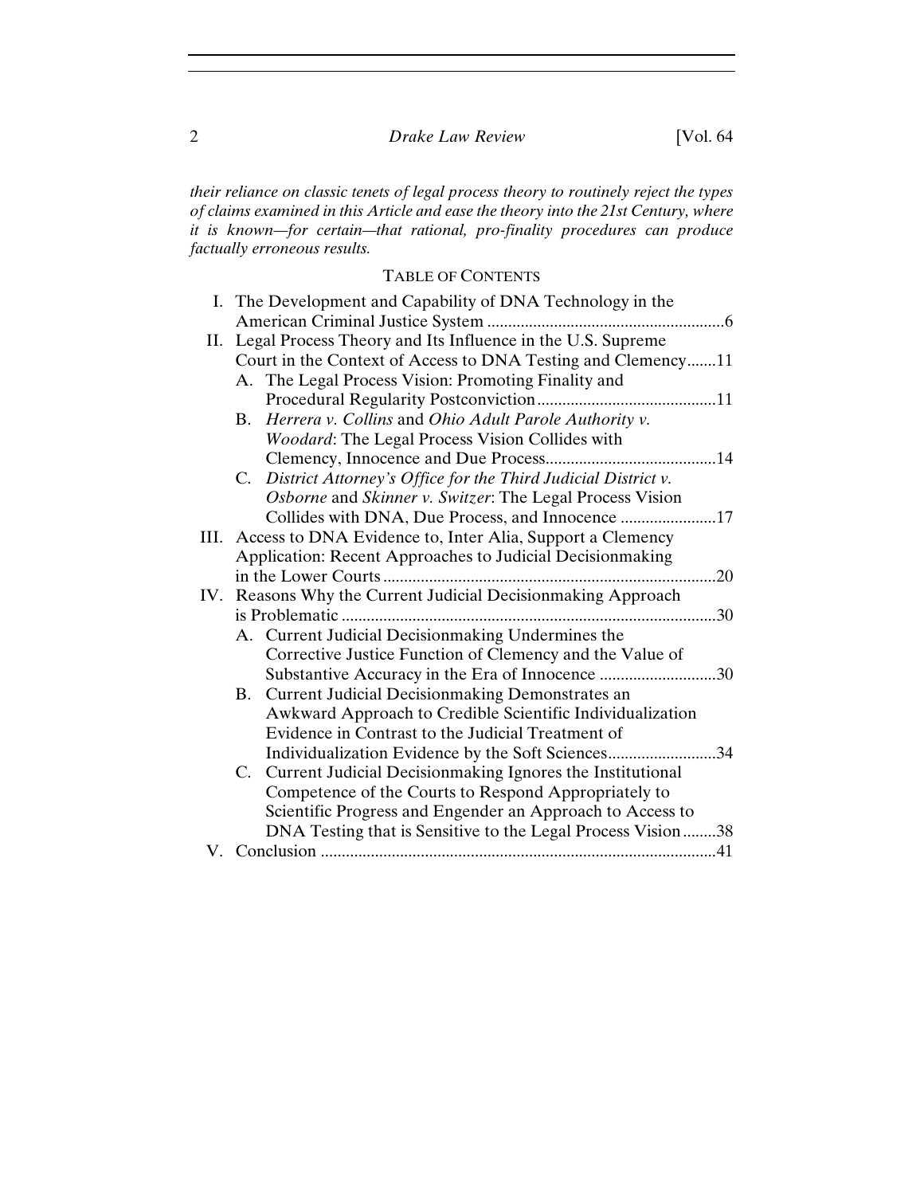*their reliance on classic tenets of legal process theory to routinely reject the types of claims examined in this Article and ease the theory into the 21st Century, where it is known—for certain—that rational, pro-finality procedures can produce factually erroneous results.*

## TABLE OF CONTENTS

I. The Development and Capability of DNA Technology in the American Criminal Justice System ........................................................6

II. Legal Process Theory and Its Influence in the U.S. Supreme Court in the Context of Access to DNA Testing and Clemency.......11

- A. The Legal Process Vision: Promoting Finality and Procedural Regularity Postconviction..........................................11
- B. *Herrera v. Collins* and *Ohio Adult Parole Authority v. Woodard*: The Legal Process Vision Collides with Clemency, Innocence and Due Process........................................14
- C. *District Attorney's Office for the Third Judicial District v. Osborne* and *Skinner v. Switzer*: The Legal Process Vision Collides with DNA, Due Process, and Innocence .......................17

III. Access to DNA Evidence to, Inter Alia, Support a Clemency Application: Recent Approaches to Judicial Decisionmaking in the Lower Courts...............................................................................20

IV. Reasons Why the Current Judicial Decisionmaking Approach is Problematic ..........................................................................................30

- A. Current Judicial Decisionmaking Undermines the Corrective Justice Function of Clemency and the Value of Substantive Accuracy in the Era of Innocence ............................30
- B. Current Judicial Decisionmaking Demonstrates an Awkward Approach to Credible Scientific Individualization Evidence in Contrast to the Judicial Treatment of Individualization Evidence by the Soft Sciences..........................34
- C. Current Judicial Decisionmaking Ignores the Institutional Competence of the Courts to Respond Appropriately to Scientific Progress and Engender an Approach to Access to DNA Testing that is Sensitive to the Legal Process Vision........38

V. Conclusion ..............................................................................................41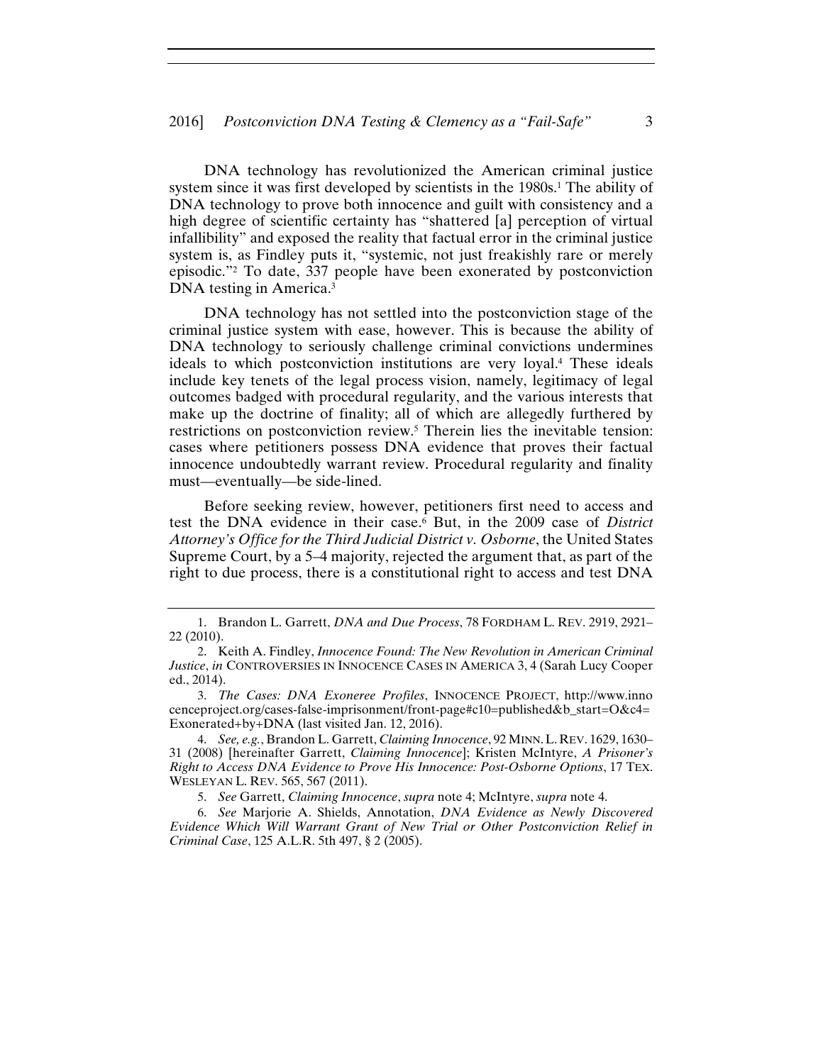DNA technology has revolutionized the American criminal justice system since it was first developed by scientists in the 1980s.[1] The ability of DNA technology to prove both innocence and guilt with consistency and a high degree of scientific certainty has "shattered [a] perception of virtual infallibility" and exposed the reality that factual error in the criminal justice system is, as Findley puts it, "systemic, not just freakishly rare or merely episodic."[2] To date, 337 people have been exonerated by postconviction DNA testing in America.[3]

DNA technology has not settled into the postconviction stage of the criminal justice system with ease, however. This is because the ability of DNA technology to seriously challenge criminal convictions undermines ideals to which postconviction institutions are very loyal.[4] These ideals include key tenets of the legal process vision, namely, legitimacy of legal outcomes badged with procedural regularity, and the various interests that make up the doctrine of finality; all of which are allegedly furthered by restrictions on postconviction review.[5] Therein lies the inevitable tension: cases where petitioners possess DNA evidence that proves their factual innocence undoubtedly warrant review. Procedural regularity and finality must—eventually—be side-lined.

Before seeking review, however, petitioners first need to access and test the DNA evidence in their case.[6] But, in the 2009 case of *District Attorney's Office for the Third Judicial District v. Osborne*, the United States Supreme Court, by a 5–4 majority, rejected the argument that, as part of the right to due process, there is a constitutional right to access and test DNA

---

1. Brandon L. Garrett, *DNA and Due Process*, 78 FORDHAM L. REV. 2919, 2921–22 (2010).

2. Keith A. Findley, *Innocence Found: The New Revolution in American Criminal Justice*, *in* CONTROVERSIES IN INNOCENCE CASES IN AMERICA 3, 4 (Sarah Lucy Cooper ed., 2014).

3. *The Cases: DNA Exoneree Profiles*, INNOCENCE PROJECT, http://www.innocenceproject.org/cases-false-imprisonment/front-page#c10=published&b_start=O&c4=Exonerated+by+DNA (last visited Jan. 12, 2016).

4. *See, e.g.*, Brandon L. Garrett, *Claiming Innocence*, 92 MINN. L. REV. 1629, 1630–31 (2008) [hereinafter Garrett, *Claiming Innocence*]; Kristen McIntyre, *A Prisoner's Right to Access DNA Evidence to Prove His Innocence: Post-Osborne Options*, 17 TEX. WESLEYAN L. REV. 565, 567 (2011).

5. *See* Garrett, *Claiming Innocence*, *supra* note 4; McIntyre, *supra* note 4.

6. *See* Marjorie A. Shields, Annotation, *DNA Evidence as Newly Discovered Evidence Which Will Warrant Grant of New Trial or Other Postconviction Relief in Criminal Case*, 125 A.L.R. 5th 497, § 2 (2005).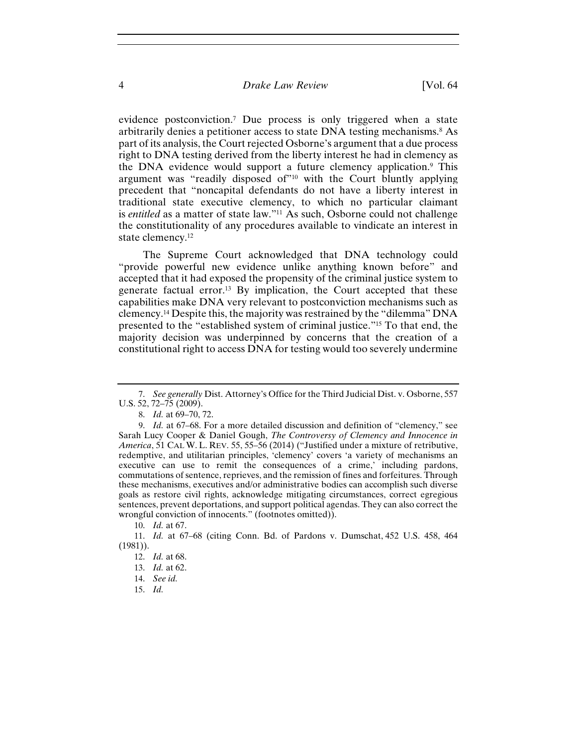evidence postconviction.[7] Due process is only triggered when a state arbitrarily denies a petitioner access to state DNA testing mechanisms.[8] As part of its analysis, the Court rejected Osborne's argument that a due process right to DNA testing derived from the liberty interest he had in clemency as the DNA evidence would support a future clemency application.[9] This argument was "readily disposed of"[10] with the Court bluntly applying precedent that "noncapital defendants do not have a liberty interest in traditional state executive clemency, to which no particular claimant is *entitled* as a matter of state law."[11] As such, Osborne could not challenge the constitutionality of any procedures available to vindicate an interest in state clemency.[12]

The Supreme Court acknowledged that DNA technology could "provide powerful new evidence unlike anything known before" and accepted that it had exposed the propensity of the criminal justice system to generate factual error.[13] By implication, the Court accepted that these capabilities make DNA very relevant to postconviction mechanisms such as clemency.[14] Despite this, the majority was restrained by the "dilemma" DNA presented to the "established system of criminal justice."[15] To that end, the majority decision was underpinned by concerns that the creation of a constitutional right to access DNA for testing would too severely undermine

---

7. *See generally* Dist. Attorney's Office for the Third Judicial Dist. v. Osborne, 557 U.S. 52, 72–75 (2009).

8. *Id.* at 69–70, 72.

9. *Id.* at 67–68. For a more detailed discussion and definition of "clemency," see Sarah Lucy Cooper & Daniel Gough, *The Controversy of Clemency and Innocence in America*, 51 CAL W. L. REV. 55, 55–56 (2014) ("Justified under a mixture of retributive, redemptive, and utilitarian principles, 'clemency' covers 'a variety of mechanisms an executive can use to remit the consequences of a crime,' including pardons, commutations of sentence, reprieves, and the remission of fines and forfeitures. Through these mechanisms, executives and/or administrative bodies can accomplish such diverse goals as restore civil rights, acknowledge mitigating circumstances, correct egregious sentences, prevent deportations, and support political agendas. They can also correct the wrongful conviction of innocents." (footnotes omitted)).

10. *Id.* at 67.

11. *Id.* at 67–68 (citing Conn. Bd. of Pardons v. Dumschat, 452 U.S. 458, 464 (1981)).

12. *Id.* at 68.

13. *Id.* at 62.

14. *See id.*

15. *Id.*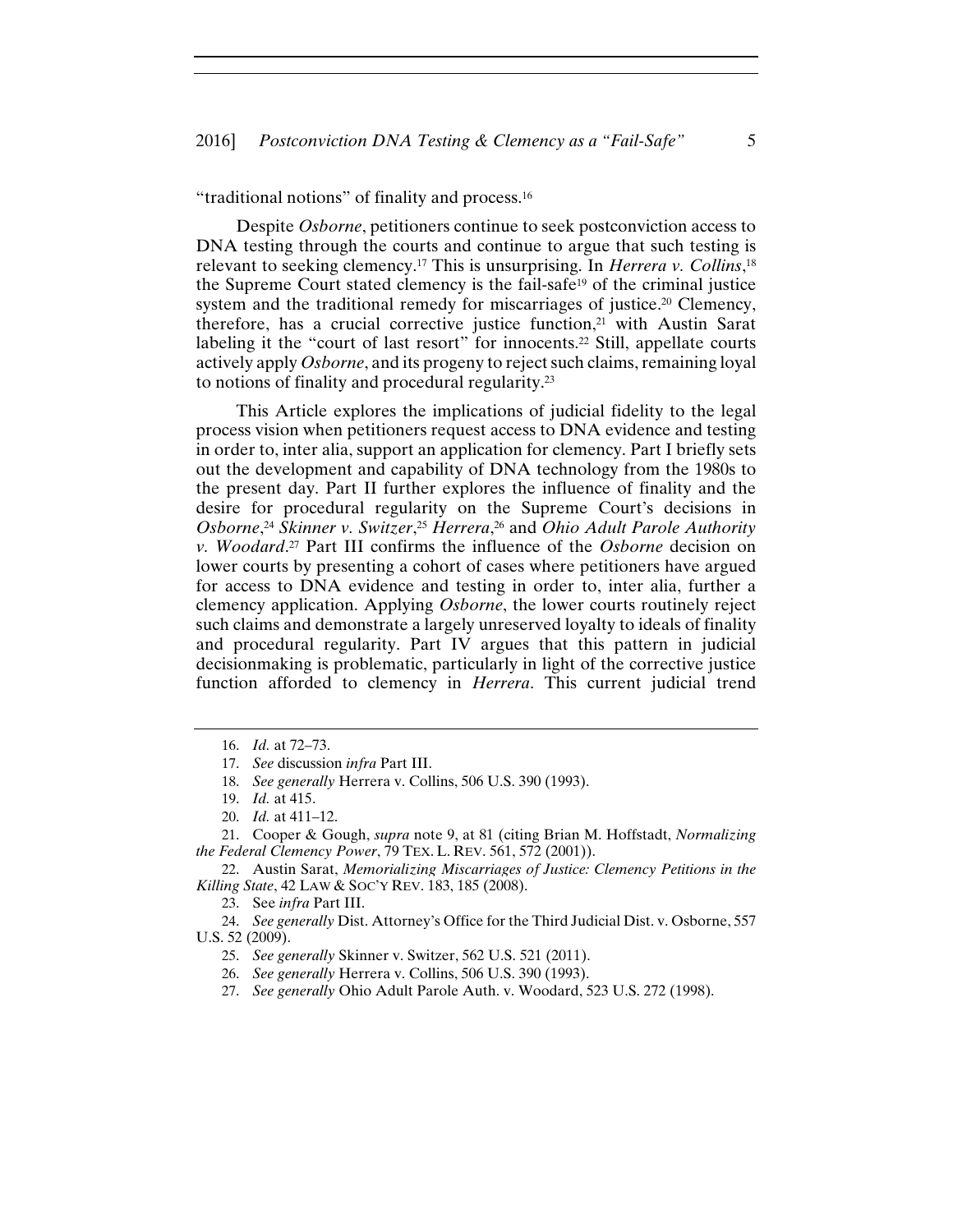"traditional notions" of finality and process.[16]

Despite *Osborne*, petitioners continue to seek postconviction access to DNA testing through the courts and continue to argue that such testing is relevant to seeking clemency.[17] This is unsurprising. In *Herrera v. Collins*,[18] the Supreme Court stated clemency is the fail-safe[19] of the criminal justice system and the traditional remedy for miscarriages of justice.[20] Clemency, therefore, has a crucial corrective justice function,[21] with Austin Sarat labeling it the "court of last resort" for innocents.[22] Still, appellate courts actively apply *Osborne*, and its progeny to reject such claims, remaining loyal to notions of finality and procedural regularity.[23]

This Article explores the implications of judicial fidelity to the legal process vision when petitioners request access to DNA evidence and testing in order to, inter alia, support an application for clemency. Part I briefly sets out the development and capability of DNA technology from the 1980s to the present day. Part II further explores the influence of finality and the desire for procedural regularity on the Supreme Court's decisions in *Osborne*,[24] *Skinner v. Switzer*,[25] *Herrera*,[26] and *Ohio Adult Parole Authority v. Woodard*.[27] Part III confirms the influence of the *Osborne* decision on lower courts by presenting a cohort of cases where petitioners have argued for access to DNA evidence and testing in order to, inter alia, further a clemency application. Applying *Osborne*, the lower courts routinely reject such claims and demonstrate a largely unreserved loyalty to ideals of finality and procedural regularity. Part IV argues that this pattern in judicial decisionmaking is problematic, particularly in light of the corrective justice function afforded to clemency in *Herrera*. This current judicial trend

16. *Id.* at 72–73.

17. *See* discussion *infra* Part III.

18. *See generally* Herrera v. Collins, 506 U.S. 390 (1993).

19. *Id.* at 415.

20. *Id.* at 411–12.

21. Cooper & Gough, *supra* note 9, at 81 (citing Brian M. Hoffstadt, *Normalizing the Federal Clemency Power*, 79 TEX. L. REV. 561, 572 (2001)).

22. Austin Sarat, *Memorializing Miscarriages of Justice: Clemency Petitions in the Killing State*, 42 LAW & SOC'Y REV. 183, 185 (2008).

23. See *infra* Part III.

24. *See generally* Dist. Attorney's Office for the Third Judicial Dist. v. Osborne, 557 U.S. 52 (2009).

25. *See generally* Skinner v. Switzer, 562 U.S. 521 (2011).

26. *See generally* Herrera v. Collins, 506 U.S. 390 (1993).

27. *See generally* Ohio Adult Parole Auth. v. Woodard, 523 U.S. 272 (1998).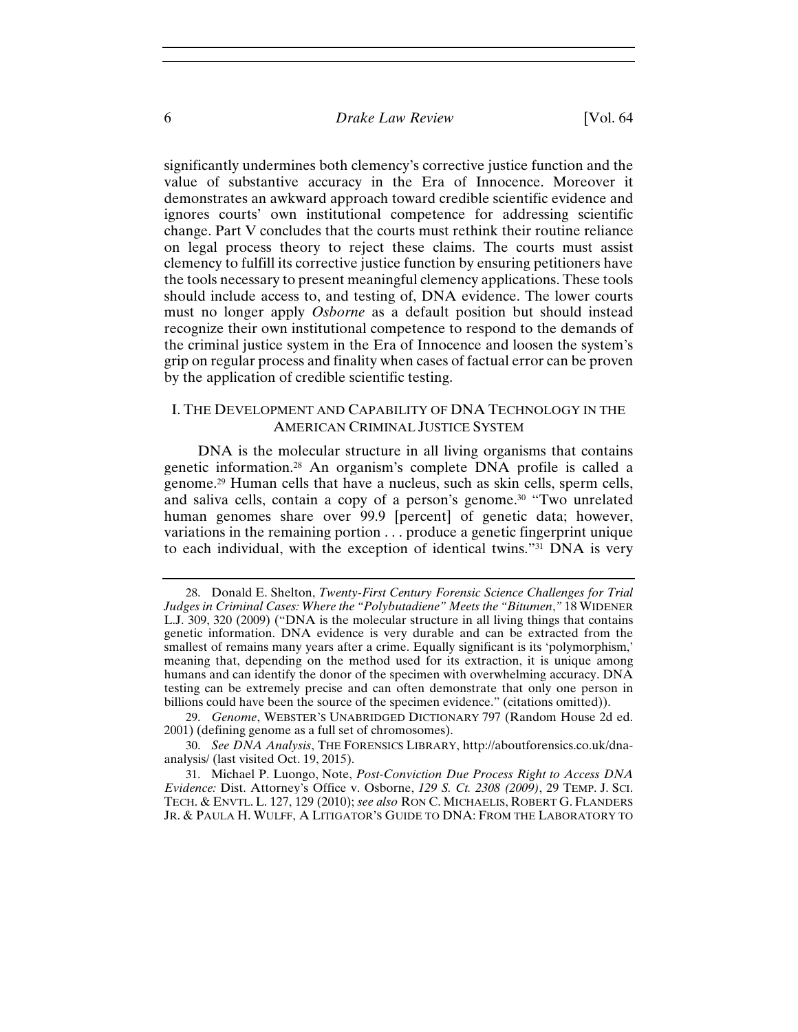significantly undermines both clemency's corrective justice function and the value of substantive accuracy in the Era of Innocence. Moreover it demonstrates an awkward approach toward credible scientific evidence and ignores courts' own institutional competence for addressing scientific change. Part V concludes that the courts must rethink their routine reliance on legal process theory to reject these claims. The courts must assist clemency to fulfill its corrective justice function by ensuring petitioners have the tools necessary to present meaningful clemency applications. These tools should include access to, and testing of, DNA evidence. The lower courts must no longer apply *Osborne* as a default position but should instead recognize their own institutional competence to respond to the demands of the criminal justice system in the Era of Innocence and loosen the system's grip on regular process and finality when cases of factual error can be proven by the application of credible scientific testing.

## I. THE DEVELOPMENT AND CAPABILITY OF DNA TECHNOLOGY IN THE AMERICAN CRIMINAL JUSTICE SYSTEM

DNA is the molecular structure in all living organisms that contains genetic information.[28] An organism's complete DNA profile is called a genome.[29] Human cells that have a nucleus, such as skin cells, sperm cells, and saliva cells, contain a copy of a person's genome.[30] "Two unrelated human genomes share over 99.9 [percent] of genetic data; however, variations in the remaining portion . . . produce a genetic fingerprint unique to each individual, with the exception of identical twins."[31] DNA is very

---

28. Donald E. Shelton, *Twenty-First Century Forensic Science Challenges for Trial Judges in Criminal Cases: Where the "Polybutadiene" Meets the "Bitumen*,*"* 18 WIDENER L.J. 309, 320 (2009) ("DNA is the molecular structure in all living things that contains genetic information. DNA evidence is very durable and can be extracted from the smallest of remains many years after a crime. Equally significant is its 'polymorphism,' meaning that, depending on the method used for its extraction, it is unique among humans and can identify the donor of the specimen with overwhelming accuracy. DNA testing can be extremely precise and can often demonstrate that only one person in billions could have been the source of the specimen evidence." (citations omitted)).

29. *Genome*, WEBSTER'S UNABRIDGED DICTIONARY 797 (Random House 2d ed. 2001) (defining genome as a full set of chromosomes).

30. *See DNA Analysis*, THE FORENSICS LIBRARY, http://aboutforensics.co.uk/dna-analysis/ (last visited Oct. 19, 2015).

31. Michael P. Luongo, Note, *Post-Conviction Due Process Right to Access DNA Evidence:* Dist. Attorney's Office v. Osborne, *129 S. Ct. 2308 (2009)*, 29 TEMP. J. SCI. TECH. & ENVTL. L. 127, 129 (2010); *see also* RON C. MICHAELIS, ROBERT G. FLANDERS JR. & PAULA H. WULFF, A LITIGATOR'S GUIDE TO DNA: FROM THE LABORATORY TO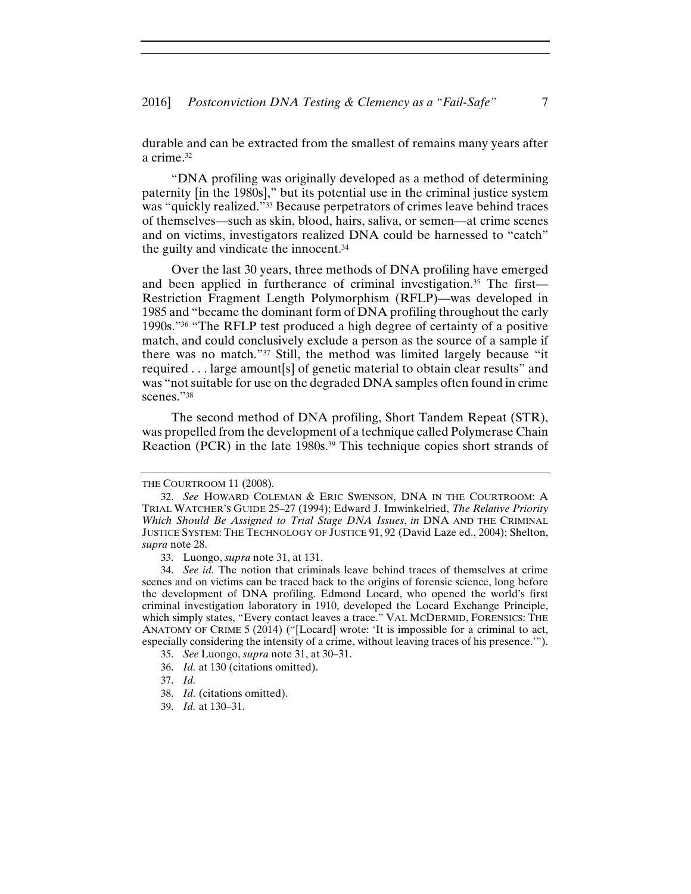durable and can be extracted from the smallest of remains many years after a crime.[32]

"DNA profiling was originally developed as a method of determining paternity [in the 1980s]," but its potential use in the criminal justice system was "quickly realized."[33] Because perpetrators of crimes leave behind traces of themselves—such as skin, blood, hairs, saliva, or semen—at crime scenes and on victims, investigators realized DNA could be harnessed to "catch" the guilty and vindicate the innocent.[34]

Over the last 30 years, three methods of DNA profiling have emerged and been applied in furtherance of criminal investigation.[35] The first—Restriction Fragment Length Polymorphism (RFLP)—was developed in 1985 and "became the dominant form of DNA profiling throughout the early 1990s."[36] "The RFLP test produced a high degree of certainty of a positive match, and could conclusively exclude a person as the source of a sample if there was no match."[37] Still, the method was limited largely because "it required . . . large amount[s] of genetic material to obtain clear results" and was "not suitable for use on the degraded DNA samples often found in crime scenes."[38]

The second method of DNA profiling, Short Tandem Repeat (STR), was propelled from the development of a technique called Polymerase Chain Reaction (PCR) in the late 1980s.[39] This technique copies short strands of

---

THE COURTROOM 11 (2008).

32. *See* HOWARD COLEMAN & ERIC SWENSON, DNA IN THE COURTROOM: A TRIAL WATCHER'S GUIDE 25–27 (1994); Edward J. Imwinkelried, *The Relative Priority Which Should Be Assigned to Trial Stage DNA Issues*, *in* DNA AND THE CRIMINAL JUSTICE SYSTEM: THE TECHNOLOGY OF JUSTICE 91, 92 (David Laze ed., 2004); Shelton, *supra* note 28.

33. Luongo, *supra* note 31, at 131.

34. *See id.* The notion that criminals leave behind traces of themselves at crime scenes and on victims can be traced back to the origins of forensic science, long before the development of DNA profiling. Edmond Locard, who opened the world's first criminal investigation laboratory in 1910, developed the Locard Exchange Principle, which simply states, "Every contact leaves a trace." VAL MCDERMID, FORENSICS: THE ANATOMY OF CRIME 5 (2014) ("[Locard] wrote: 'It is impossible for a criminal to act, especially considering the intensity of a crime, without leaving traces of his presence.'").

35. *See* Luongo, *supra* note 31, at 30–31.

36. *Id.* at 130 (citations omitted).

37. *Id.*

38. *Id.* (citations omitted).

39. *Id.* at 130–31.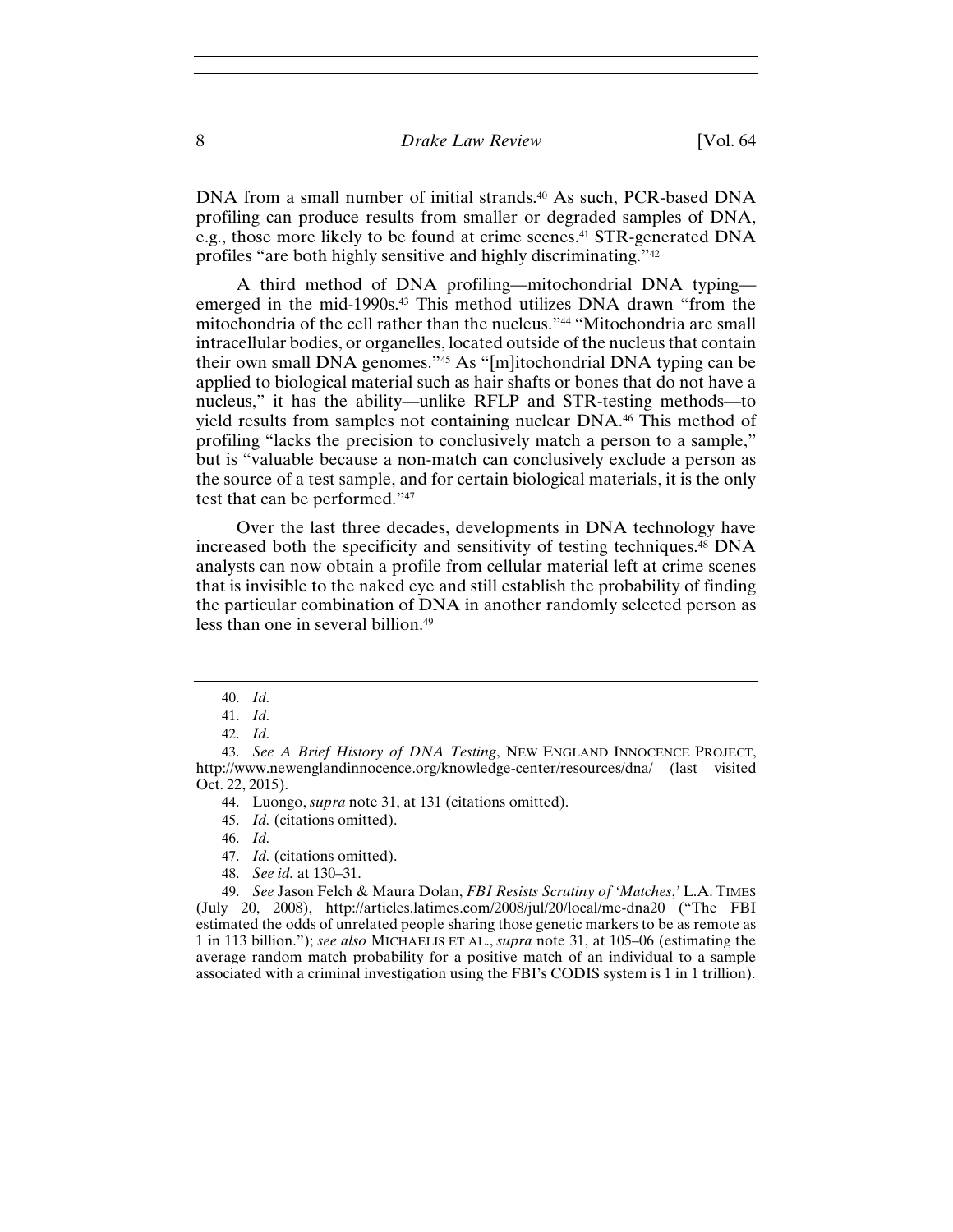DNA from a small number of initial strands.[40] As such, PCR-based DNA profiling can produce results from smaller or degraded samples of DNA, e.g., those more likely to be found at crime scenes.[41] STR-generated DNA profiles "are both highly sensitive and highly discriminating."[42]

A third method of DNA profiling—mitochondrial DNA typing—emerged in the mid-1990s.[43] This method utilizes DNA drawn "from the mitochondria of the cell rather than the nucleus."[44] "Mitochondria are small intracellular bodies, or organelles, located outside of the nucleus that contain their own small DNA genomes."[45] As "[m]itochondrial DNA typing can be applied to biological material such as hair shafts or bones that do not have a nucleus," it has the ability—unlike RFLP and STR-testing methods—to yield results from samples not containing nuclear DNA.[46] This method of profiling "lacks the precision to conclusively match a person to a sample," but is "valuable because a non-match can conclusively exclude a person as the source of a test sample, and for certain biological materials, it is the only test that can be performed."[47]

Over the last three decades, developments in DNA technology have increased both the specificity and sensitivity of testing techniques.[48] DNA analysts can now obtain a profile from cellular material left at crime scenes that is invisible to the naked eye and still establish the probability of finding the particular combination of DNA in another randomly selected person as less than one in several billion.[49]

---

40. *Id.*

41. *Id.*

42. *Id.*

43. *See A Brief History of DNA Testing*, NEW ENGLAND INNOCENCE PROJECT, http://www.newenglandinnocence.org/knowledge-center/resources/dna/ (last visited Oct. 22, 2015).

44. Luongo, *supra* note 31, at 131 (citations omitted).

45. *Id.* (citations omitted).

46. *Id.*

47. *Id.* (citations omitted).

48. *See id.* at 130–31.

49. *See* Jason Felch & Maura Dolan, *FBI Resists Scrutiny of 'Matches*,*'* L.A. TIMES (July 20, 2008), http://articles.latimes.com/2008/jul/20/local/me-dna20 ("The FBI estimated the odds of unrelated people sharing those genetic markers to be as remote as 1 in 113 billion."); *see also* MICHAELIS ET AL., *supra* note 31, at 105–06 (estimating the average random match probability for a positive match of an individual to a sample associated with a criminal investigation using the FBI's CODIS system is 1 in 1 trillion).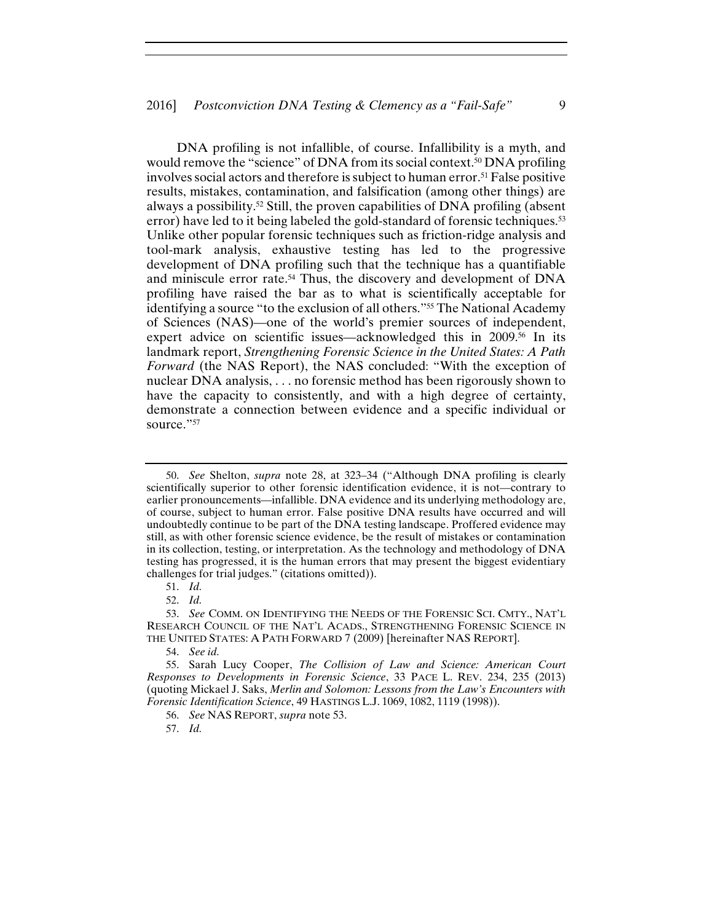DNA profiling is not infallible, of course. Infallibility is a myth, and would remove the "science" of DNA from its social context.[50] DNA profiling involves social actors and therefore is subject to human error.[51] False positive results, mistakes, contamination, and falsification (among other things) are always a possibility.[52] Still, the proven capabilities of DNA profiling (absent error) have led to it being labeled the gold-standard of forensic techniques.[53] Unlike other popular forensic techniques such as friction-ridge analysis and tool-mark analysis, exhaustive testing has led to the progressive development of DNA profiling such that the technique has a quantifiable and miniscule error rate.[54] Thus, the discovery and development of DNA profiling have raised the bar as to what is scientifically acceptable for identifying a source "to the exclusion of all others."[55] The National Academy of Sciences (NAS)—one of the world's premier sources of independent, expert advice on scientific issues—acknowledged this in 2009.[56] In its landmark report, *Strengthening Forensic Science in the United States: A Path Forward* (the NAS Report), the NAS concluded: "With the exception of nuclear DNA analysis, . . . no forensic method has been rigorously shown to have the capacity to consistently, and with a high degree of certainty, demonstrate a connection between evidence and a specific individual or source."[57]

---

50. *See* Shelton, *supra* note 28, at 323–34 ("Although DNA profiling is clearly scientifically superior to other forensic identification evidence, it is not—contrary to earlier pronouncements—infallible. DNA evidence and its underlying methodology are, of course, subject to human error. False positive DNA results have occurred and will undoubtedly continue to be part of the DNA testing landscape. Proffered evidence may still, as with other forensic science evidence, be the result of mistakes or contamination in its collection, testing, or interpretation. As the technology and methodology of DNA testing has progressed, it is the human errors that may present the biggest evidentiary challenges for trial judges." (citations omitted)).

51. *Id.*

52. *Id.*

53. *See* COMM. ON IDENTIFYING THE NEEDS OF THE FORENSIC SCI. CMTY., NAT'L RESEARCH COUNCIL OF THE NAT'L ACADS., STRENGTHENING FORENSIC SCIENCE IN THE UNITED STATES: A PATH FORWARD 7 (2009) [hereinafter NAS REPORT].

54. *See id.*

55. Sarah Lucy Cooper, *The Collision of Law and Science: American Court Responses to Developments in Forensic Science*, 33 PACE L. REV. 234, 235 (2013) (quoting Mickael J. Saks, *Merlin and Solomon: Lessons from the Law's Encounters with Forensic Identification Science*, 49 HASTINGS L.J. 1069, 1082, 1119 (1998)).

56. *See* NAS REPORT, *supra* note 53.

57. *Id.*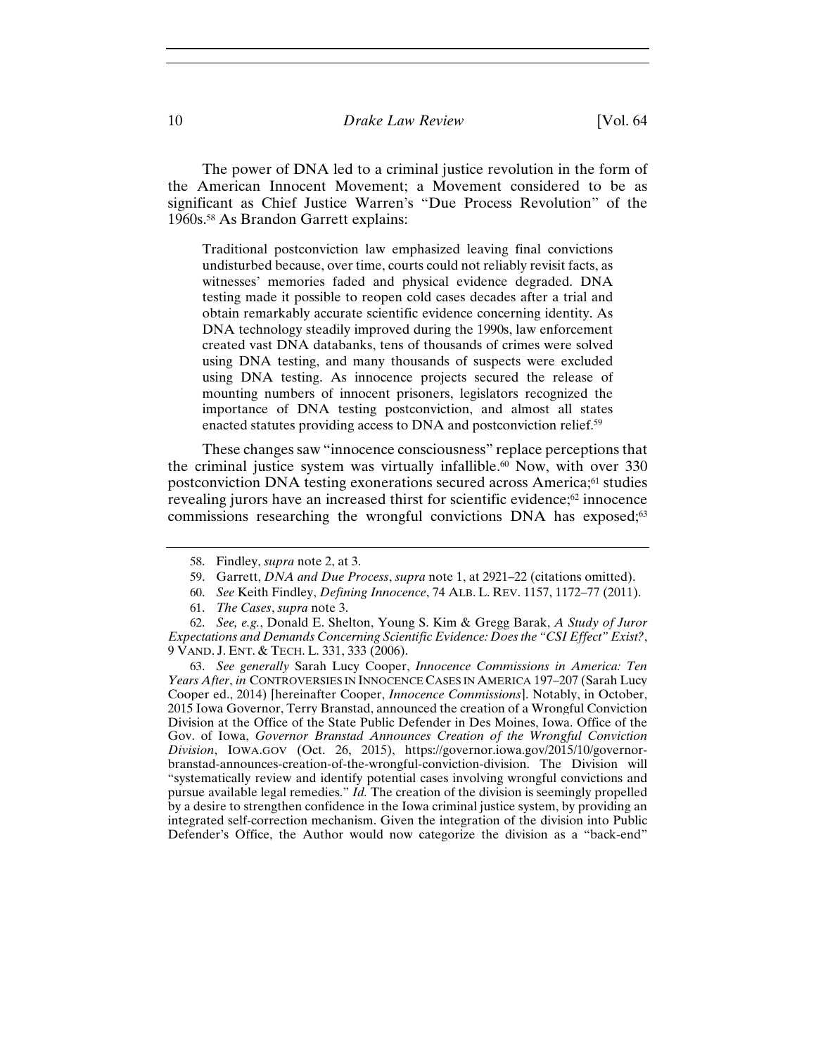The power of DNA led to a criminal justice revolution in the form of the American Innocent Movement; a Movement considered to be as significant as Chief Justice Warren's "Due Process Revolution" of the 1960s.[58] As Brandon Garrett explains:

> Traditional postconviction law emphasized leaving final convictions undisturbed because, over time, courts could not reliably revisit facts, as witnesses' memories faded and physical evidence degraded. DNA testing made it possible to reopen cold cases decades after a trial and obtain remarkably accurate scientific evidence concerning identity. As DNA technology steadily improved during the 1990s, law enforcement created vast DNA databanks, tens of thousands of crimes were solved using DNA testing, and many thousands of suspects were excluded using DNA testing. As innocence projects secured the release of mounting numbers of innocent prisoners, legislators recognized the importance of DNA testing postconviction, and almost all states enacted statutes providing access to DNA and postconviction relief.[59]

These changes saw "innocence consciousness" replace perceptions that the criminal justice system was virtually infallible.[60] Now, with over 330 postconviction DNA testing exonerations secured across America;[61] studies revealing jurors have an increased thirst for scientific evidence;[62] innocence commissions researching the wrongful convictions DNA has exposed;[63]

---

58. Findley, *supra* note 2, at 3.

59. Garrett, *DNA and Due Process*, *supra* note 1, at 2921–22 (citations omitted).

60. *See* Keith Findley, *Defining Innocence*, 74 ALB. L. REV. 1157, 1172–77 (2011).

61. *The Cases*, *supra* note 3.

62. *See, e.g.*, Donald E. Shelton, Young S. Kim & Gregg Barak, *A Study of Juror Expectations and Demands Concerning Scientific Evidence: Does the "CSI Effect" Exist?*, 9 VAND. J. ENT. & TECH. L. 331, 333 (2006).

63. *See generally* Sarah Lucy Cooper, *Innocence Commissions in America: Ten Years After*, *in* CONTROVERSIES IN INNOCENCE CASES IN AMERICA 197–207 (Sarah Lucy Cooper ed., 2014) [hereinafter Cooper, *Innocence Commissions*]. Notably, in October, 2015 Iowa Governor, Terry Branstad, announced the creation of a Wrongful Conviction Division at the Office of the State Public Defender in Des Moines, Iowa. Office of the Gov. of Iowa, *Governor Branstad Announces Creation of the Wrongful Conviction Division*, IOWA.GOV (Oct. 26, 2015), https://governor.iowa.gov/2015/10/governor-branstad-announces-creation-of-the-wrongful-conviction-division. The Division will "systematically review and identify potential cases involving wrongful convictions and pursue available legal remedies." *Id.* The creation of the division is seemingly propelled by a desire to strengthen confidence in the Iowa criminal justice system, by providing an integrated self-correction mechanism. Given the integration of the division into Public Defender's Office, the Author would now categorize the division as a "back-end"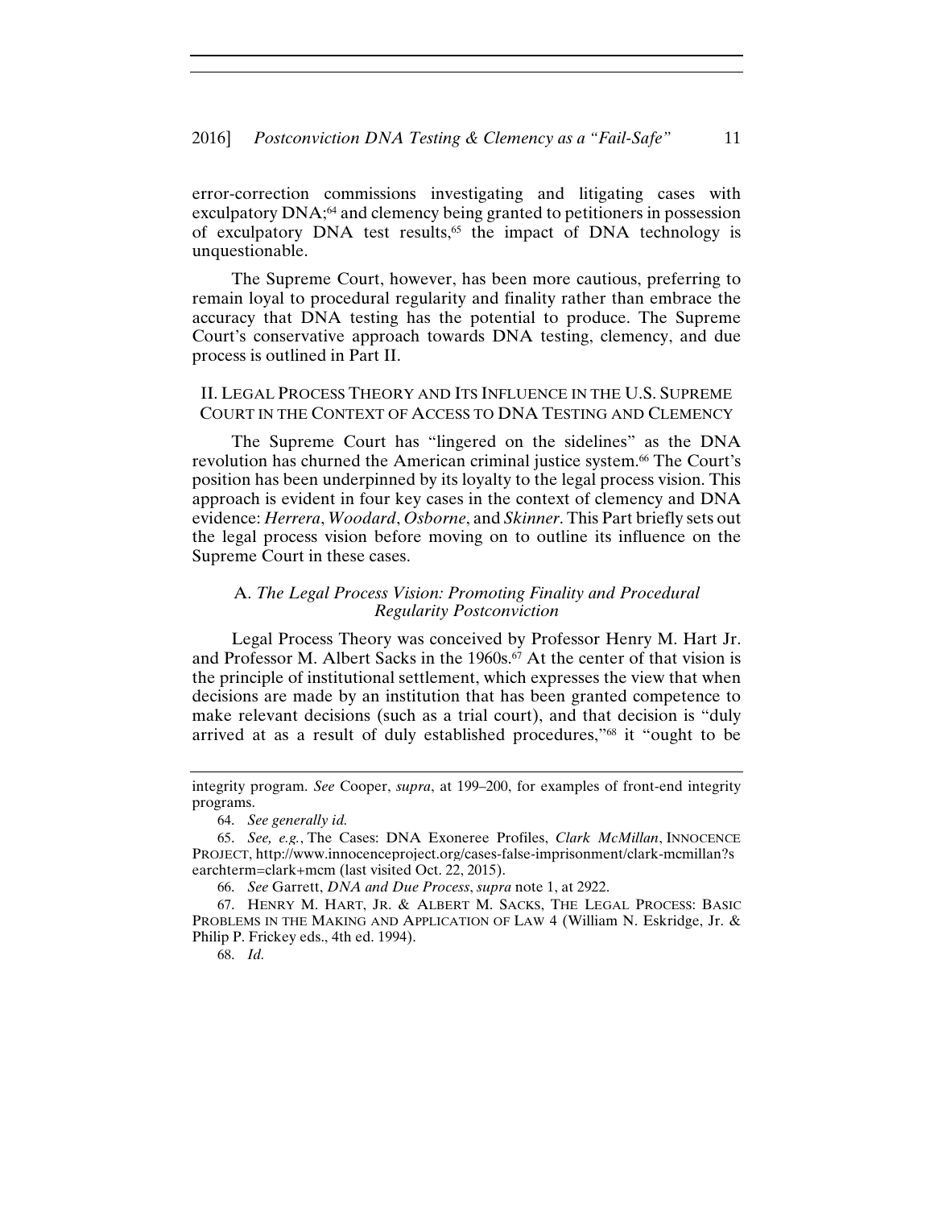error-correction commissions investigating and litigating cases with exculpatory DNA;[64] and clemency being granted to petitioners in possession of exculpatory DNA test results,[65] the impact of DNA technology is unquestionable.

The Supreme Court, however, has been more cautious, preferring to remain loyal to procedural regularity and finality rather than embrace the accuracy that DNA testing has the potential to produce. The Supreme Court's conservative approach towards DNA testing, clemency, and due process is outlined in Part II.

## II. Legal Process Theory and Its Influence in the U.S. Supreme Court in the Context of Access to DNA Testing and Clemency

The Supreme Court has "lingered on the sidelines" as the DNA revolution has churned the American criminal justice system.[66] The Court's position has been underpinned by its loyalty to the legal process vision. This approach is evident in four key cases in the context of clemency and DNA evidence: *Herrera*, *Woodard*, *Osborne*, and *Skinner*. This Part briefly sets out the legal process vision before moving on to outline its influence on the Supreme Court in these cases.

### A. *The Legal Process Vision: Promoting Finality and Procedural Regularity Postconviction*

Legal Process Theory was conceived by Professor Henry M. Hart Jr. and Professor M. Albert Sacks in the 1960s.[67] At the center of that vision is the principle of institutional settlement, which expresses the view that when decisions are made by an institution that has been granted competence to make relevant decisions (such as a trial court), and that decision is "duly arrived at as a result of duly established procedures,"[68] it "ought to be

---

integrity program. *See* Cooper, *supra*, at 199–200, for examples of front-end integrity programs.

64. *See generally id.*

65. *See, e.g.*, The Cases: DNA Exoneree Profiles, *Clark McMillan*, INNOCENCE PROJECT, http://www.innocenceproject.org/cases-false-imprisonment/clark-mcmillan?searchterm=clark+mcm (last visited Oct. 22, 2015).

66. *See* Garrett, *DNA and Due Process*, *supra* note 1, at 2922.

67. HENRY M. HART, JR. & ALBERT M. SACKS, THE LEGAL PROCESS: BASIC PROBLEMS IN THE MAKING AND APPLICATION OF LAW 4 (William N. Eskridge, Jr. & Philip P. Frickey eds., 4th ed. 1994).

68. *Id.*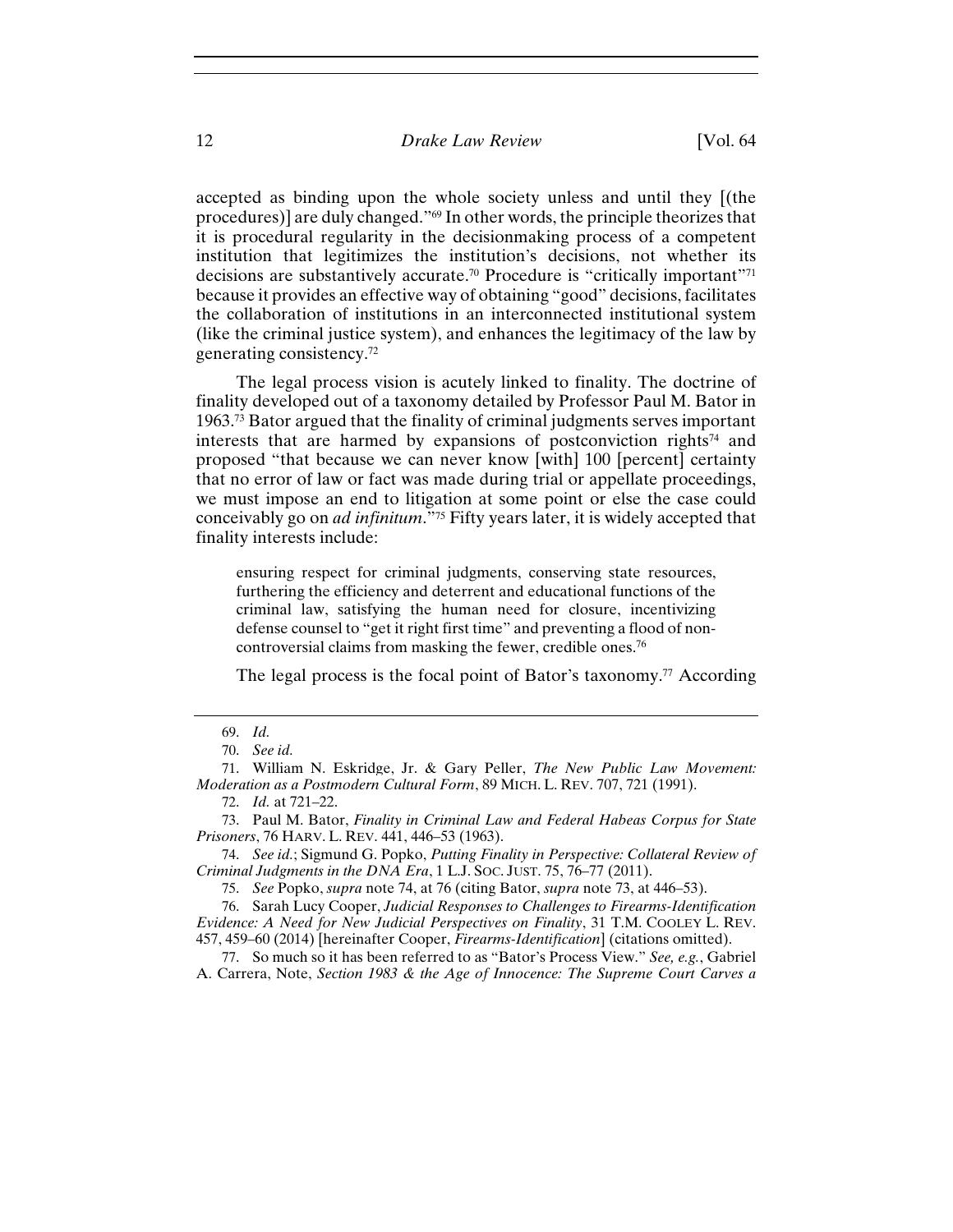accepted as binding upon the whole society unless and until they [(the procedures)] are duly changed."[69] In other words, the principle theorizes that it is procedural regularity in the decisionmaking process of a competent institution that legitimizes the institution's decisions, not whether its decisions are substantively accurate.[70] Procedure is "critically important"[71] because it provides an effective way of obtaining "good" decisions, facilitates the collaboration of institutions in an interconnected institutional system (like the criminal justice system), and enhances the legitimacy of the law by generating consistency.[72]

The legal process vision is acutely linked to finality. The doctrine of finality developed out of a taxonomy detailed by Professor Paul M. Bator in 1963.[73] Bator argued that the finality of criminal judgments serves important interests that are harmed by expansions of postconviction rights[74] and proposed "that because we can never know [with] 100 [percent] certainty that no error of law or fact was made during trial or appellate proceedings, we must impose an end to litigation at some point or else the case could conceivably go on *ad infinitum*."[75] Fifty years later, it is widely accepted that finality interests include:

> ensuring respect for criminal judgments, conserving state resources, furthering the efficiency and deterrent and educational functions of the criminal law, satisfying the human need for closure, incentivizing defense counsel to "get it right first time" and preventing a flood of non-controversial claims from masking the fewer, credible ones.[76]

The legal process is the focal point of Bator's taxonomy.[77] According

---

69. *Id.*

70. *See id.*

71. William N. Eskridge, Jr. & Gary Peller, *The New Public Law Movement: Moderation as a Postmodern Cultural Form*, 89 MICH. L. REV. 707, 721 (1991).

72. *Id.* at 721–22.

73. Paul M. Bator, *Finality in Criminal Law and Federal Habeas Corpus for State Prisoners*, 76 HARV. L. REV. 441, 446–53 (1963).

74. *See id.*; Sigmund G. Popko, *Putting Finality in Perspective: Collateral Review of Criminal Judgments in the DNA Era*, 1 L.J. SOC. JUST. 75, 76–77 (2011).

75. *See* Popko, *supra* note 74, at 76 (citing Bator, *supra* note 73, at 446–53).

76. Sarah Lucy Cooper, *Judicial Responses to Challenges to Firearms-Identification Evidence: A Need for New Judicial Perspectives on Finality*, 31 T.M. COOLEY L. REV. 457, 459–60 (2014) [hereinafter Cooper, *Firearms-Identification*] (citations omitted).

77. So much so it has been referred to as "Bator's Process View." *See, e.g.*, Gabriel A. Carrera, Note, *Section 1983 & the Age of Innocence: The Supreme Court Carves a*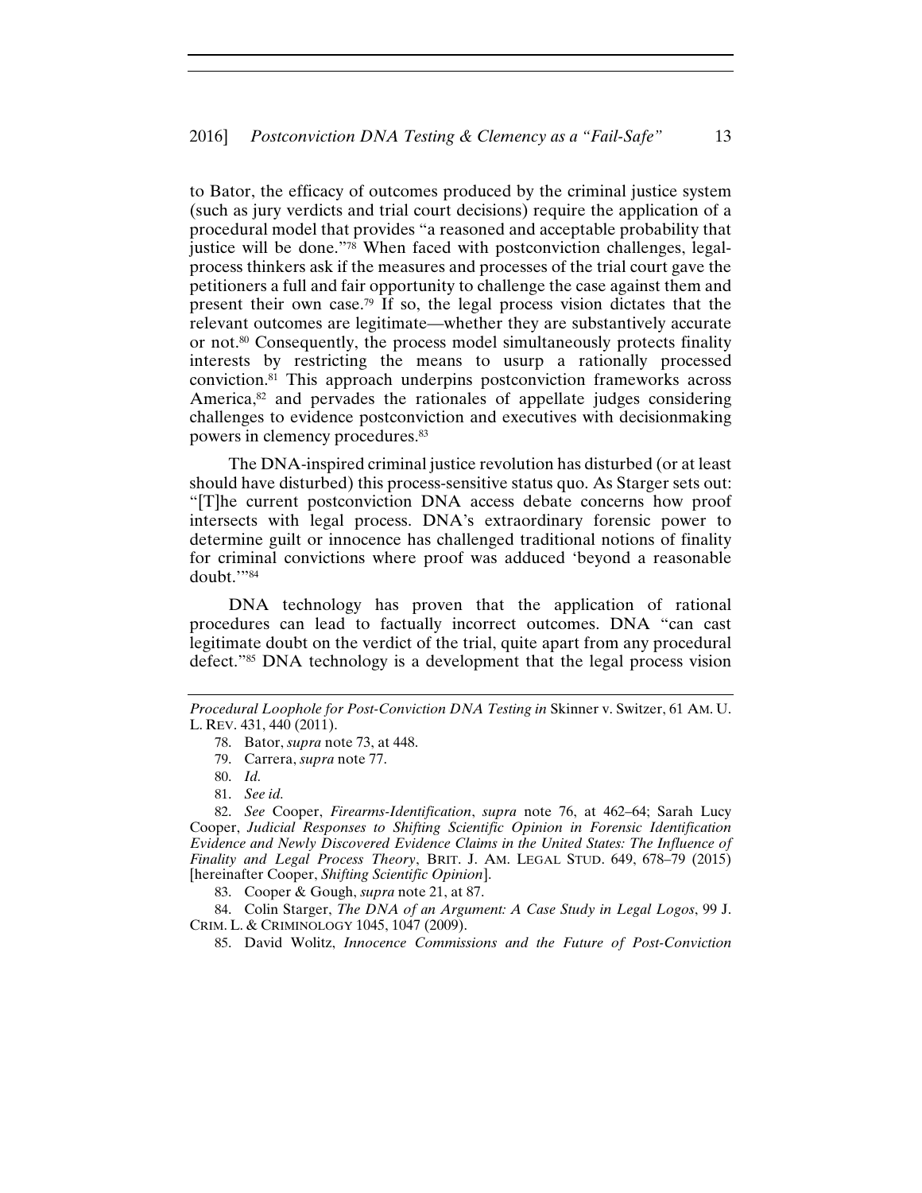to Bator, the efficacy of outcomes produced by the criminal justice system (such as jury verdicts and trial court decisions) require the application of a procedural model that provides "a reasoned and acceptable probability that justice will be done."[78] When faced with postconviction challenges, legal-process thinkers ask if the measures and processes of the trial court gave the petitioners a full and fair opportunity to challenge the case against them and present their own case.[79] If so, the legal process vision dictates that the relevant outcomes are legitimate—whether they are substantively accurate or not.[80] Consequently, the process model simultaneously protects finality interests by restricting the means to usurp a rationally processed conviction.[81] This approach underpins postconviction frameworks across America,[82] and pervades the rationales of appellate judges considering challenges to evidence postconviction and executives with decisionmaking powers in clemency procedures.[83]

The DNA-inspired criminal justice revolution has disturbed (or at least should have disturbed) this process-sensitive status quo. As Starger sets out: "[T]he current postconviction DNA access debate concerns how proof intersects with legal process. DNA's extraordinary forensic power to determine guilt or innocence has challenged traditional notions of finality for criminal convictions where proof was adduced 'beyond a reasonable doubt.'"[84]

DNA technology has proven that the application of rational procedures can lead to factually incorrect outcomes. DNA "can cast legitimate doubt on the verdict of the trial, quite apart from any procedural defect."[85] DNA technology is a development that the legal process vision

---

*Procedural Loophole for Post-Conviction DNA Testing in* Skinner v. Switzer, 61 AM. U. L. REV. 431, 440 (2011).

78. Bator, *supra* note 73, at 448.

79. Carrera, *supra* note 77.

80. *Id.*

81. *See id.*

82. *See* Cooper, *Firearms-Identification*, *supra* note 76, at 462–64; Sarah Lucy Cooper, *Judicial Responses to Shifting Scientific Opinion in Forensic Identification Evidence and Newly Discovered Evidence Claims in the United States: The Influence of Finality and Legal Process Theory*, BRIT. J. AM. LEGAL STUD. 649, 678–79 (2015) [hereinafter Cooper, *Shifting Scientific Opinion*].

83. Cooper & Gough, *supra* note 21, at 87.

84. Colin Starger, *The DNA of an Argument: A Case Study in Legal Logos*, 99 J. CRIM. L. & CRIMINOLOGY 1045, 1047 (2009).

85. David Wolitz, *Innocence Commissions and the Future of Post-Conviction*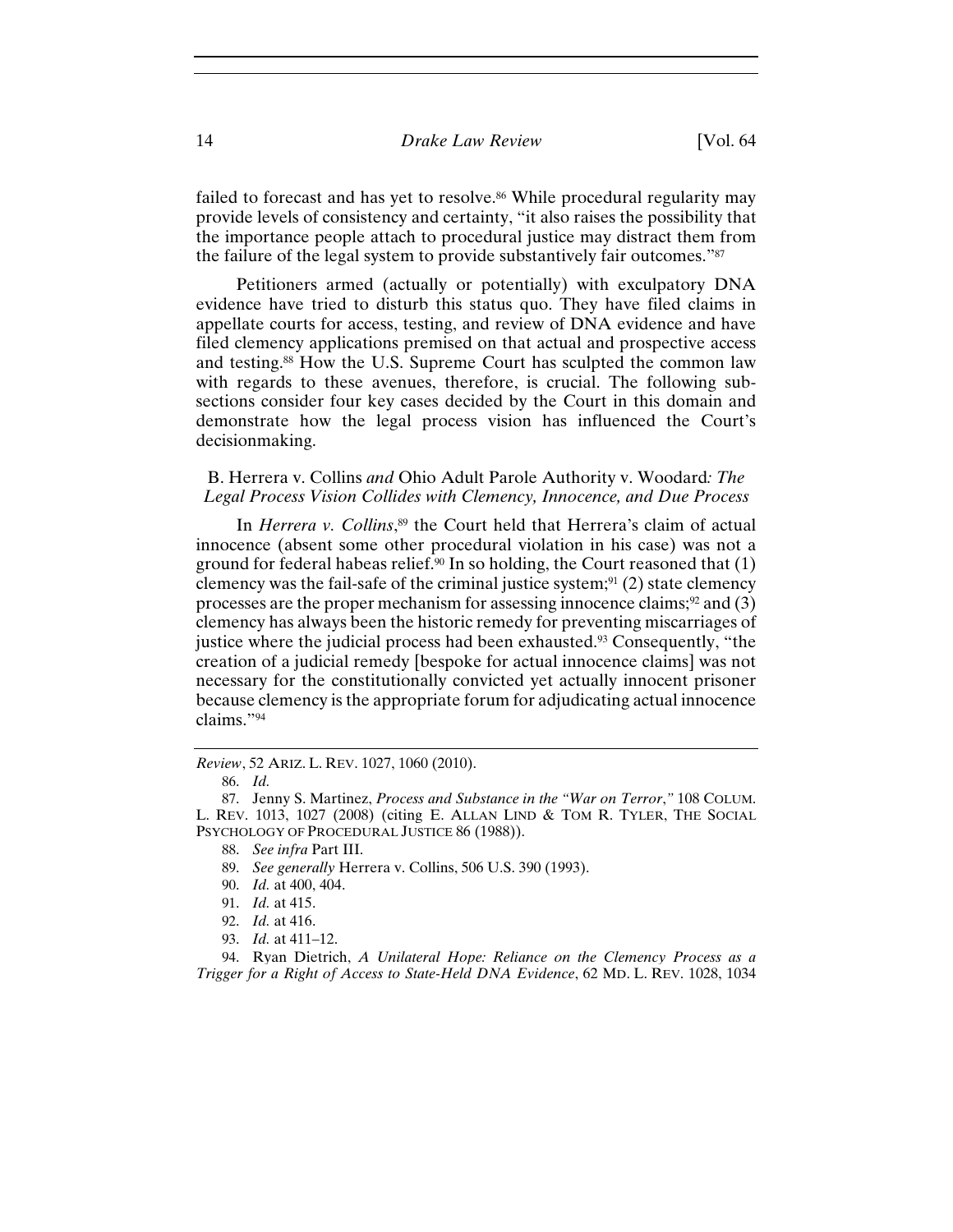failed to forecast and has yet to resolve.[86] While procedural regularity may provide levels of consistency and certainty, "it also raises the possibility that the importance people attach to procedural justice may distract them from the failure of the legal system to provide substantively fair outcomes."[87]

Petitioners armed (actually or potentially) with exculpatory DNA evidence have tried to disturb this status quo. They have filed claims in appellate courts for access, testing, and review of DNA evidence and have filed clemency applications premised on that actual and prospective access and testing.[88] How the U.S. Supreme Court has sculpted the common law with regards to these avenues, therefore, is crucial. The following subsections consider four key cases decided by the Court in this domain and demonstrate how the legal process vision has influenced the Court's decisionmaking.

### B. Herrera v. Collins *and* Ohio Adult Parole Authority v. Woodard*: The Legal Process Vision Collides with Clemency, Innocence, and Due Process*

In *Herrera v. Collins*,[89] the Court held that Herrera's claim of actual innocence (absent some other procedural violation in his case) was not a ground for federal habeas relief.[90] In so holding, the Court reasoned that (1) clemency was the fail-safe of the criminal justice system;[91] (2) state clemency processes are the proper mechanism for assessing innocence claims;[92] and (3) clemency has always been the historic remedy for preventing miscarriages of justice where the judicial process had been exhausted.[93] Consequently, "the creation of a judicial remedy [bespoke for actual innocence claims] was not necessary for the constitutionally convicted yet actually innocent prisoner because clemency is the appropriate forum for adjudicating actual innocence claims."[94]

---

*Review*, 52 ARIZ. L. REV. 1027, 1060 (2010).

86. *Id.*

87. Jenny S. Martinez, *Process and Substance in the "War on Terror*,*"* 108 COLUM. L. REV. 1013, 1027 (2008) (citing E. ALLAN LIND & TOM R. TYLER, THE SOCIAL PSYCHOLOGY OF PROCEDURAL JUSTICE 86 (1988)).

88. *See infra* Part III.

89. *See generally* Herrera v. Collins, 506 U.S. 390 (1993).

90. *Id.* at 400, 404.

91. *Id.* at 415.

92. *Id.* at 416.

93. *Id.* at 411–12.

94. Ryan Dietrich, *A Unilateral Hope: Reliance on the Clemency Process as a Trigger for a Right of Access to State-Held DNA Evidence*, 62 MD. L. REV. 1028, 1034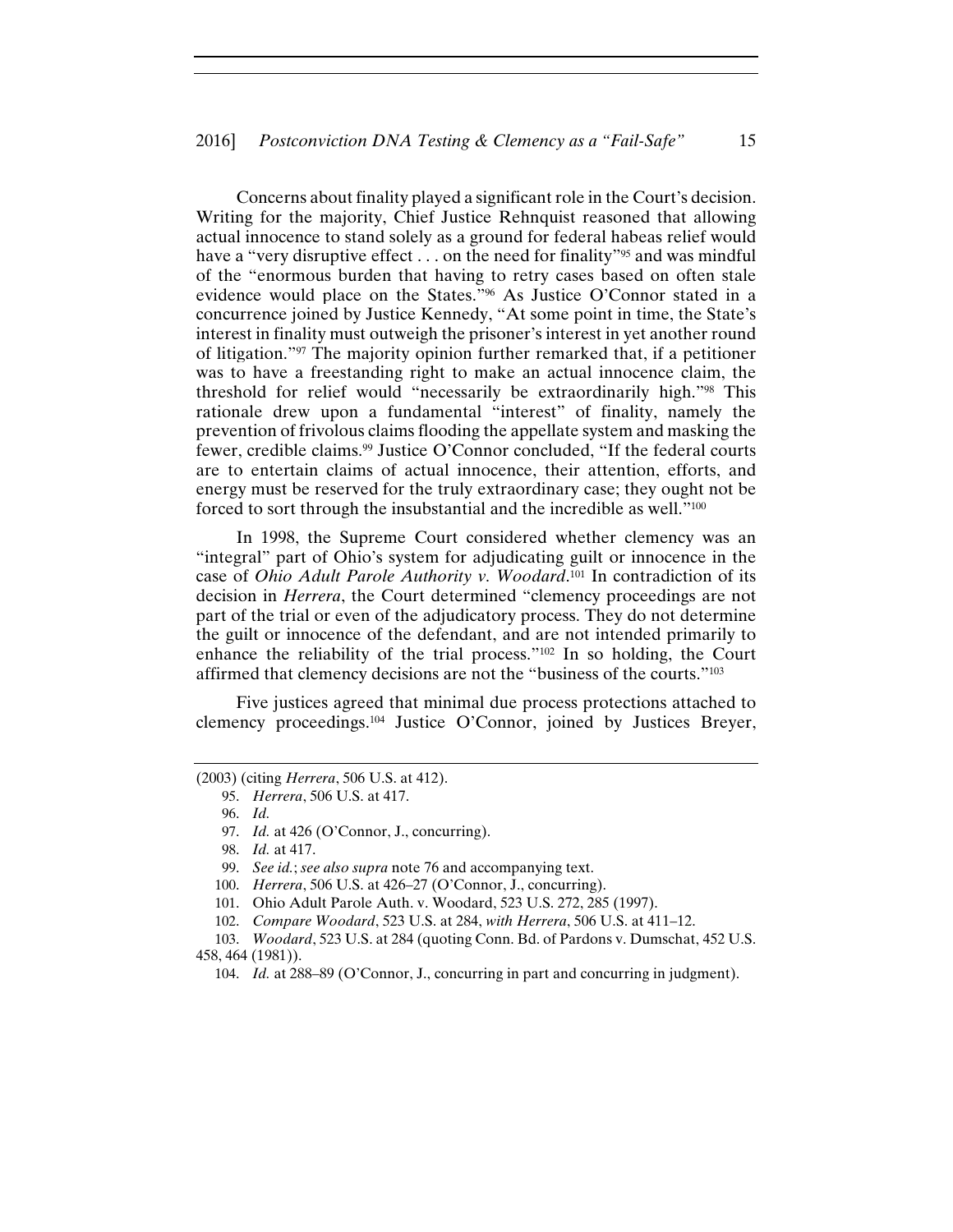Concerns about finality played a significant role in the Court's decision. Writing for the majority, Chief Justice Rehnquist reasoned that allowing actual innocence to stand solely as a ground for federal habeas relief would have a "very disruptive effect . . . on the need for finality"[95] and was mindful of the "enormous burden that having to retry cases based on often stale evidence would place on the States."[96] As Justice O'Connor stated in a concurrence joined by Justice Kennedy, "At some point in time, the State's interest in finality must outweigh the prisoner's interest in yet another round of litigation."[97] The majority opinion further remarked that, if a petitioner was to have a freestanding right to make an actual innocence claim, the threshold for relief would "necessarily be extraordinarily high."[98] This rationale drew upon a fundamental "interest" of finality, namely the prevention of frivolous claims flooding the appellate system and masking the fewer, credible claims.[99] Justice O'Connor concluded, "If the federal courts are to entertain claims of actual innocence, their attention, efforts, and energy must be reserved for the truly extraordinary case; they ought not be forced to sort through the insubstantial and the incredible as well."[100]

In 1998, the Supreme Court considered whether clemency was an "integral" part of Ohio's system for adjudicating guilt or innocence in the case of *Ohio Adult Parole Authority v. Woodard*.[101] In contradiction of its decision in *Herrera*, the Court determined "clemency proceedings are not part of the trial or even of the adjudicatory process. They do not determine the guilt or innocence of the defendant, and are not intended primarily to enhance the reliability of the trial process."[102] In so holding, the Court affirmed that clemency decisions are not the "business of the courts."[103]

Five justices agreed that minimal due process protections attached to clemency proceedings.[104] Justice O'Connor, joined by Justices Breyer,

---

(2003) (citing *Herrera*, 506 U.S. at 412).

95. *Herrera*, 506 U.S. at 417.

96. *Id.*

97. *Id.* at 426 (O'Connor, J., concurring).

98. *Id.* at 417.

99. *See id.*; *see also supra* note 76 and accompanying text.

100. *Herrera*, 506 U.S. at 426–27 (O'Connor, J., concurring).

101. Ohio Adult Parole Auth. v. Woodard, 523 U.S. 272, 285 (1997).

102. *Compare Woodard*, 523 U.S. at 284, *with Herrera*, 506 U.S. at 411–12.

103. *Woodard*, 523 U.S. at 284 (quoting Conn. Bd. of Pardons v. Dumschat, 452 U.S. 458, 464 (1981)).

104. *Id.* at 288–89 (O'Connor, J., concurring in part and concurring in judgment).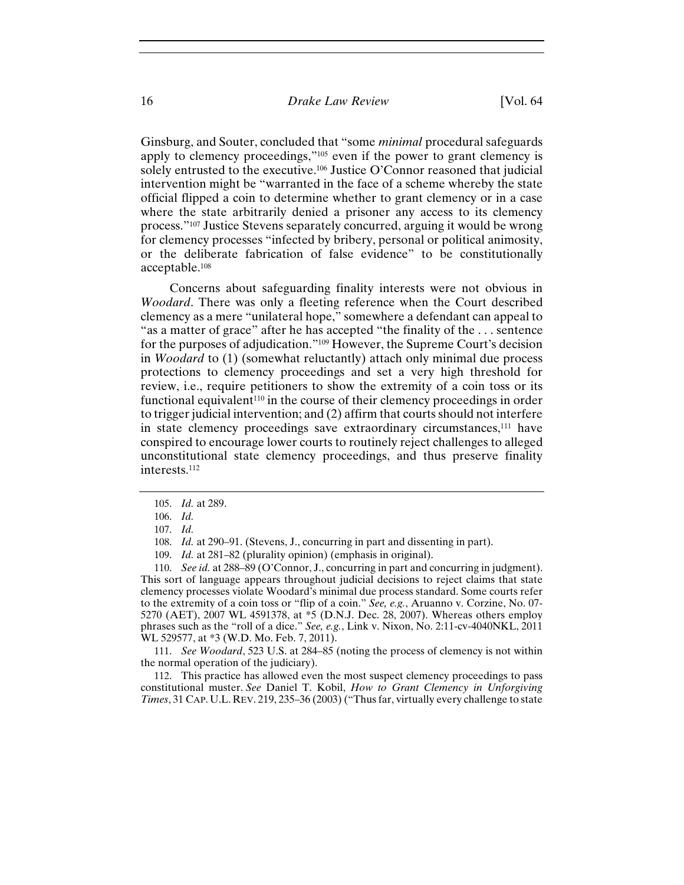Ginsburg, and Souter, concluded that "some *minimal* procedural safeguards apply to clemency proceedings,"[105] even if the power to grant clemency is solely entrusted to the executive.[106] Justice O'Connor reasoned that judicial intervention might be "warranted in the face of a scheme whereby the state official flipped a coin to determine whether to grant clemency or in a case where the state arbitrarily denied a prisoner any access to its clemency process."[107] Justice Stevens separately concurred, arguing it would be wrong for clemency processes "infected by bribery, personal or political animosity, or the deliberate fabrication of false evidence" to be constitutionally acceptable.[108]

Concerns about safeguarding finality interests were not obvious in *Woodard*. There was only a fleeting reference when the Court described clemency as a mere "unilateral hope," somewhere a defendant can appeal to "as a matter of grace" after he has accepted "the finality of the . . . sentence for the purposes of adjudication."[109] However, the Supreme Court's decision in *Woodard* to (1) (somewhat reluctantly) attach only minimal due process protections to clemency proceedings and set a very high threshold for review, i.e., require petitioners to show the extremity of a coin toss or its functional equivalent[110] in the course of their clemency proceedings in order to trigger judicial intervention; and (2) affirm that courts should not interfere in state clemency proceedings save extraordinary circumstances,[111] have conspired to encourage lower courts to routinely reject challenges to alleged unconstitutional state clemency proceedings, and thus preserve finality interests.[112]

---

105. *Id.* at 289.

106. *Id.*

107. *Id.*

108. *Id.* at 290–91. (Stevens, J., concurring in part and dissenting in part).

109. *Id.* at 281–82 (plurality opinion) (emphasis in original).

110. *See id.* at 288–89 (O'Connor, J., concurring in part and concurring in judgment). This sort of language appears throughout judicial decisions to reject claims that state clemency processes violate Woodard's minimal due process standard. Some courts refer to the extremity of a coin toss or "flip of a coin." *See, e.g.*, Aruanno v. Corzine, No. 07-5270 (AET), 2007 WL 4591378, at *5 (D.N.J. Dec. 28, 2007). Whereas others employ phrases such as the "roll of a dice." *See, e.g.*, Link v. Nixon, No. 2:11-cv-4040NKL, 2011 WL 529577, at *3 (W.D. Mo. Feb. 7, 2011).

111. *See Woodard*, 523 U.S. at 284–85 (noting the process of clemency is not within the normal operation of the judiciary).

112. This practice has allowed even the most suspect clemency proceedings to pass constitutional muster. *See* Daniel T. Kobil, *How to Grant Clemency in Unforgiving Times*, 31 CAP. U.L. REV. 219, 235–36 (2003) ("Thus far, virtually every challenge to state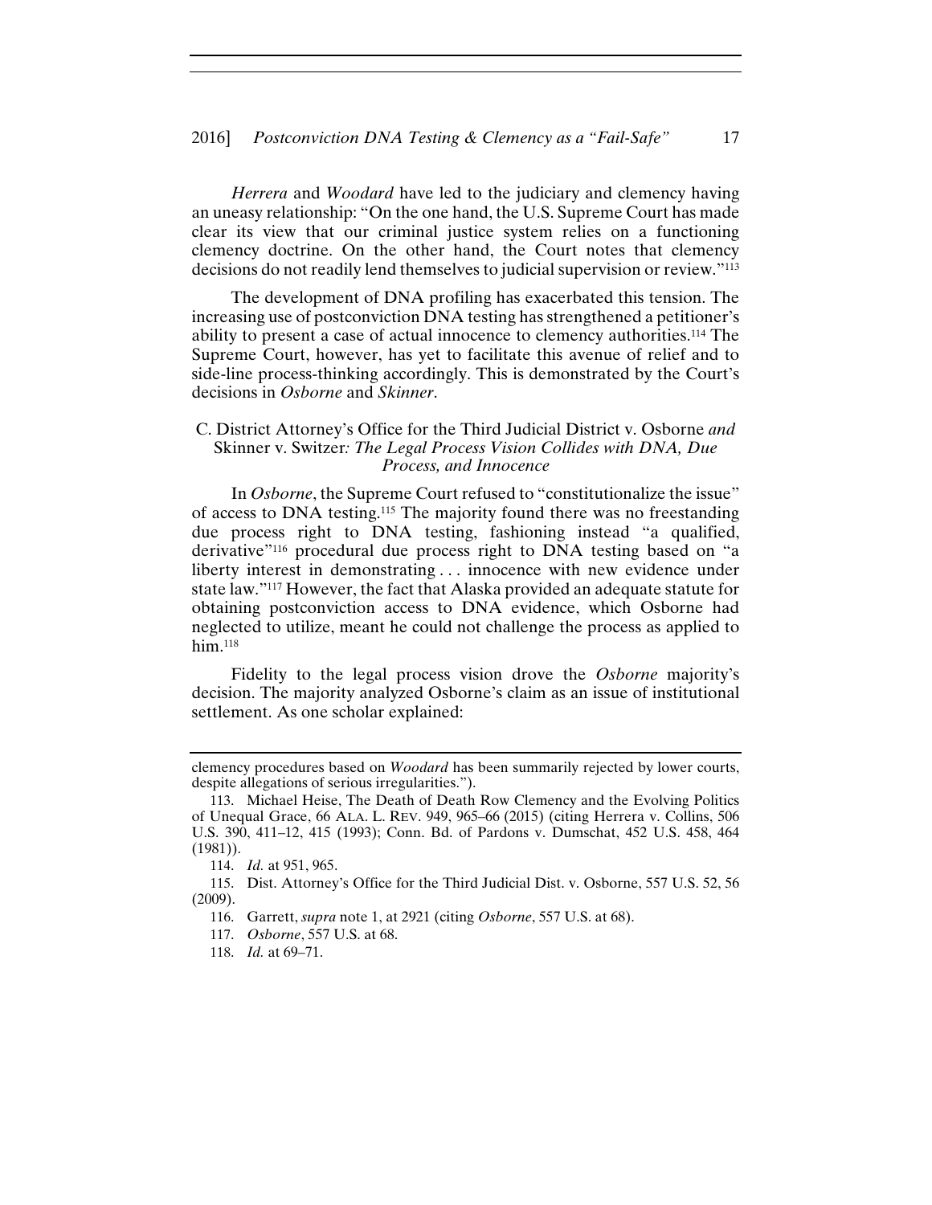*Herrera* and *Woodard* have led to the judiciary and clemency having an uneasy relationship: "On the one hand, the U.S. Supreme Court has made clear its view that our criminal justice system relies on a functioning clemency doctrine. On the other hand, the Court notes that clemency decisions do not readily lend themselves to judicial supervision or review."[113]

The development of DNA profiling has exacerbated this tension. The increasing use of postconviction DNA testing has strengthened a petitioner's ability to present a case of actual innocence to clemency authorities.[114] The Supreme Court, however, has yet to facilitate this avenue of relief and to side-line process-thinking accordingly. This is demonstrated by the Court's decisions in *Osborne* and *Skinner*.

### C. District Attorney's Office for the Third Judicial District v. Osborne *and* Skinner v. Switzer*: The Legal Process Vision Collides with DNA, Due Process, and Innocence*

In *Osborne*, the Supreme Court refused to "constitutionalize the issue" of access to DNA testing.[115] The majority found there was no freestanding due process right to DNA testing, fashioning instead "a qualified, derivative"[116] procedural due process right to DNA testing based on "a liberty interest in demonstrating . . . innocence with new evidence under state law."[117] However, the fact that Alaska provided an adequate statute for obtaining postconviction access to DNA evidence, which Osborne had neglected to utilize, meant he could not challenge the process as applied to him.[118]

Fidelity to the legal process vision drove the *Osborne* majority's decision. The majority analyzed Osborne's claim as an issue of institutional settlement. As one scholar explained:

---

clemency procedures based on *Woodard* has been summarily rejected by lower courts, despite allegations of serious irregularities.").

113. Michael Heise, The Death of Death Row Clemency and the Evolving Politics of Unequal Grace, 66 ALA. L. REV. 949, 965–66 (2015) (citing Herrera v. Collins, 506 U.S. 390, 411–12, 415 (1993); Conn. Bd. of Pardons v. Dumschat, 452 U.S. 458, 464 (1981)).

114. *Id.* at 951, 965.

115. Dist. Attorney's Office for the Third Judicial Dist. v. Osborne, 557 U.S. 52, 56 (2009).

116. Garrett, *supra* note 1, at 2921 (citing *Osborne*, 557 U.S. at 68).

117. *Osborne*, 557 U.S. at 68.

118. *Id.* at 69–71.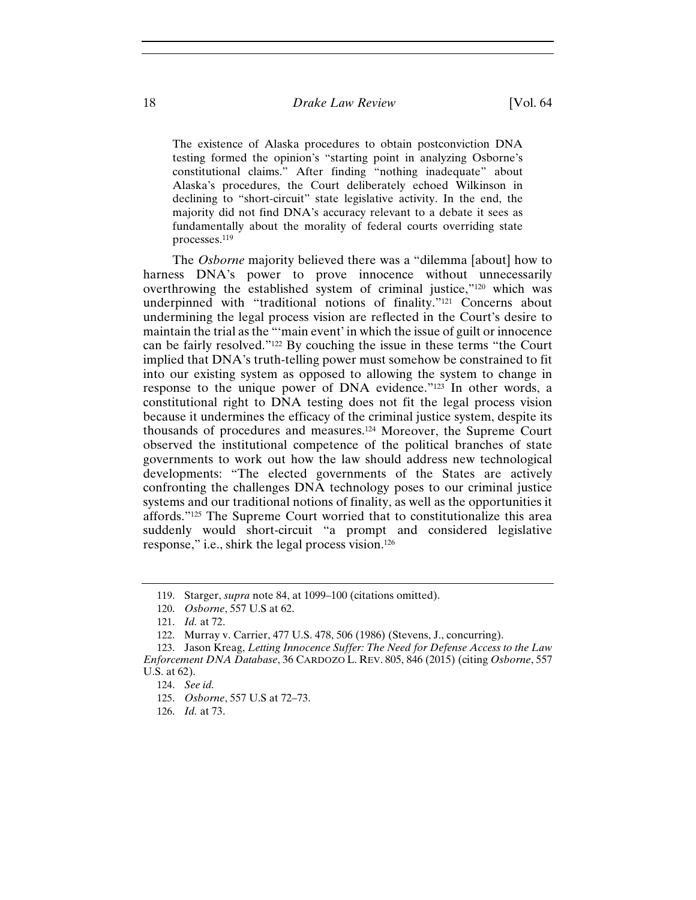> The existence of Alaska procedures to obtain postconviction DNA testing formed the opinion's "starting point in analyzing Osborne's constitutional claims." After finding "nothing inadequate" about Alaska's procedures, the Court deliberately echoed Wilkinson in declining to "short-circuit" state legislative activity. In the end, the majority did not find DNA's accuracy relevant to a debate it sees as fundamentally about the morality of federal courts overriding state processes.[119]

The *Osborne* majority believed there was a "dilemma [about] how to harness DNA's power to prove innocence without unnecessarily overthrowing the established system of criminal justice,"[120] which was underpinned with "traditional notions of finality."[121] Concerns about undermining the legal process vision are reflected in the Court's desire to maintain the trial as the "'main event' in which the issue of guilt or innocence can be fairly resolved."[122] By couching the issue in these terms "the Court implied that DNA's truth-telling power must somehow be constrained to fit into our existing system as opposed to allowing the system to change in response to the unique power of DNA evidence."[123] In other words, a constitutional right to DNA testing does not fit the legal process vision because it undermines the efficacy of the criminal justice system, despite its thousands of procedures and measures.[124] Moreover, the Supreme Court observed the institutional competence of the political branches of state governments to work out how the law should address new technological developments: "The elected governments of the States are actively confronting the challenges DNA technology poses to our criminal justice systems and our traditional notions of finality, as well as the opportunities it affords."[125] The Supreme Court worried that to constitutionalize this area suddenly would short-circuit "a prompt and considered legislative response," i.e., shirk the legal process vision.[126]

---

119. Starger, *supra* note 84, at 1099–100 (citations omitted).

120. *Osborne*, 557 U.S at 62.

121. *Id.* at 72.

122. Murray v. Carrier, 477 U.S. 478, 506 (1986) (Stevens, J., concurring).

123. Jason Kreag, *Letting Innocence Suffer: The Need for Defense Access to the Law Enforcement DNA Database*, 36 CARDOZO L. REV. 805, 846 (2015) (citing *Osborne*, 557 U.S. at 62).

124. *See id.*

125. *Osborne*, 557 U.S at 72–73.

126. *Id.* at 73.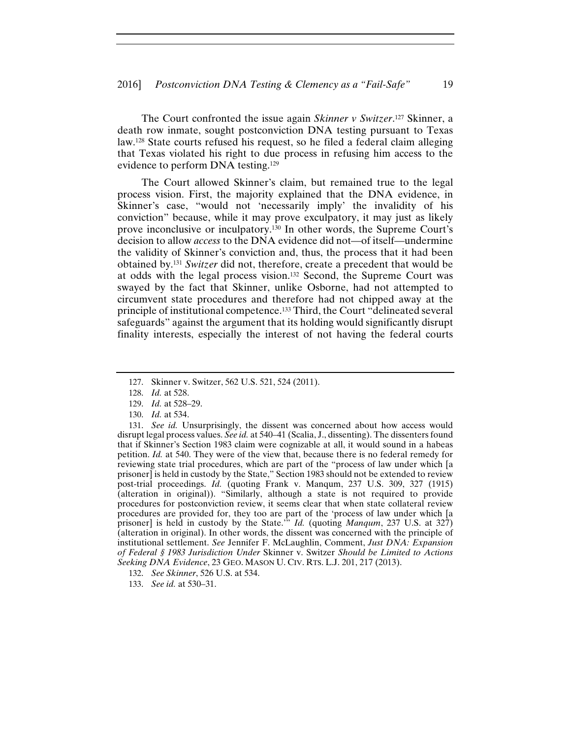The Court confronted the issue again *Skinner v Switzer*.[127] Skinner, a death row inmate, sought postconviction DNA testing pursuant to Texas law.[128] State courts refused his request, so he filed a federal claim alleging that Texas violated his right to due process in refusing him access to the evidence to perform DNA testing.[129]

The Court allowed Skinner's claim, but remained true to the legal process vision. First, the majority explained that the DNA evidence, in Skinner's case, "would not 'necessarily imply' the invalidity of his conviction" because, while it may prove exculpatory, it may just as likely prove inconclusive or inculpatory.[130] In other words, the Supreme Court's decision to allow *access* to the DNA evidence did not—of itself—undermine the validity of Skinner's conviction and, thus, the process that it had been obtained by.[131] *Switzer* did not, therefore, create a precedent that would be at odds with the legal process vision.[132] Second, the Supreme Court was swayed by the fact that Skinner, unlike Osborne, had not attempted to circumvent state procedures and therefore had not chipped away at the principle of institutional competence.[133] Third, the Court "delineated several safeguards" against the argument that its holding would significantly disrupt finality interests, especially the interest of not having the federal courts

---

127. Skinner v. Switzer, 562 U.S. 521, 524 (2011).

128. *Id.* at 528.

129. *Id.* at 528–29.

130. *Id.* at 534.

131. *See id.* Unsurprisingly, the dissent was concerned about how access would disrupt legal process values. *See id.* at 540–41 (Scalia, J., dissenting). The dissenters found that if Skinner's Section 1983 claim were cognizable at all, it would sound in a habeas petition. *Id.* at 540. They were of the view that, because there is no federal remedy for reviewing state trial procedures, which are part of the "process of law under which [a prisoner] is held in custody by the State," Section 1983 should not be extended to review post-trial proceedings. *Id.* (quoting Frank v. Manqum, 237 U.S. 309, 327 (1915) (alteration in original)). "Similarly, although a state is not required to provide procedures for postconviction review, it seems clear that when state collateral review procedures are provided for, they too are part of the 'process of law under which [a prisoner] is held in custody by the State.'" *Id.* (quoting *Manqum*, 237 U.S. at 327) (alteration in original). In other words, the dissent was concerned with the principle of institutional settlement. *See* Jennifer F. McLaughlin, Comment, *Just DNA: Expansion of Federal § 1983 Jurisdiction Under* Skinner v. Switzer *Should be Limited to Actions Seeking DNA Evidence*, 23 GEO. MASON U. CIV. RTS. L.J. 201, 217 (2013).

132. *See Skinner*, 526 U.S. at 534.

133. *See id.* at 530–31.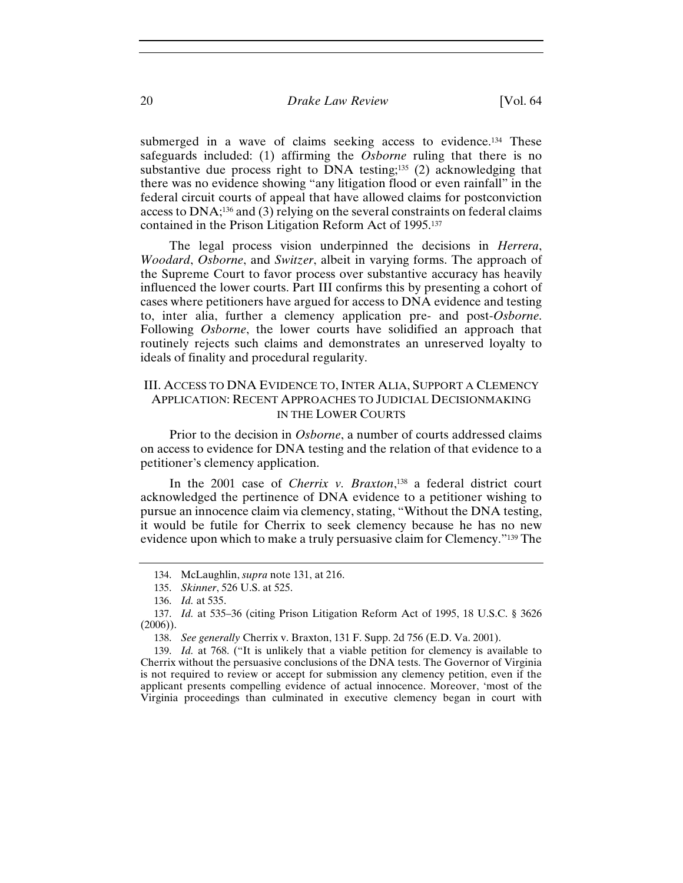submerged in a wave of claims seeking access to evidence.[134] These safeguards included: (1) affirming the *Osborne* ruling that there is no substantive due process right to DNA testing;[135] (2) acknowledging that there was no evidence showing "any litigation flood or even rainfall" in the federal circuit courts of appeal that have allowed claims for postconviction access to DNA;[136] and (3) relying on the several constraints on federal claims contained in the Prison Litigation Reform Act of 1995.[137]

The legal process vision underpinned the decisions in *Herrera*, *Woodard*, *Osborne*, and *Switzer*, albeit in varying forms. The approach of the Supreme Court to favor process over substantive accuracy has heavily influenced the lower courts. Part III confirms this by presenting a cohort of cases where petitioners have argued for access to DNA evidence and testing to, inter alia, further a clemency application pre- and post-*Osborne*. Following *Osborne*, the lower courts have solidified an approach that routinely rejects such claims and demonstrates an unreserved loyalty to ideals of finality and procedural regularity.

## III. Access to DNA Evidence to, Inter Alia, Support a Clemency Application: Recent Approaches to Judicial Decisionmaking in the Lower Courts

Prior to the decision in *Osborne*, a number of courts addressed claims on access to evidence for DNA testing and the relation of that evidence to a petitioner's clemency application.

In the 2001 case of *Cherrix v. Braxton*,[138] a federal district court acknowledged the pertinence of DNA evidence to a petitioner wishing to pursue an innocence claim via clemency, stating, "Without the DNA testing, it would be futile for Cherrix to seek clemency because he has no new evidence upon which to make a truly persuasive claim for Clemency."[139] The

---

134. McLaughlin, *supra* note 131, at 216.

135. *Skinner*, 526 U.S. at 525.

136. *Id.* at 535.

137. *Id.* at 535–36 (citing Prison Litigation Reform Act of 1995, 18 U.S.C. § 3626 (2006)).

138. *See generally* Cherrix v. Braxton, 131 F. Supp. 2d 756 (E.D. Va. 2001).

139. *Id.* at 768. ("It is unlikely that a viable petition for clemency is available to Cherrix without the persuasive conclusions of the DNA tests. The Governor of Virginia is not required to review or accept for submission any clemency petition, even if the applicant presents compelling evidence of actual innocence. Moreover, 'most of the Virginia proceedings than culminated in executive clemency began in court with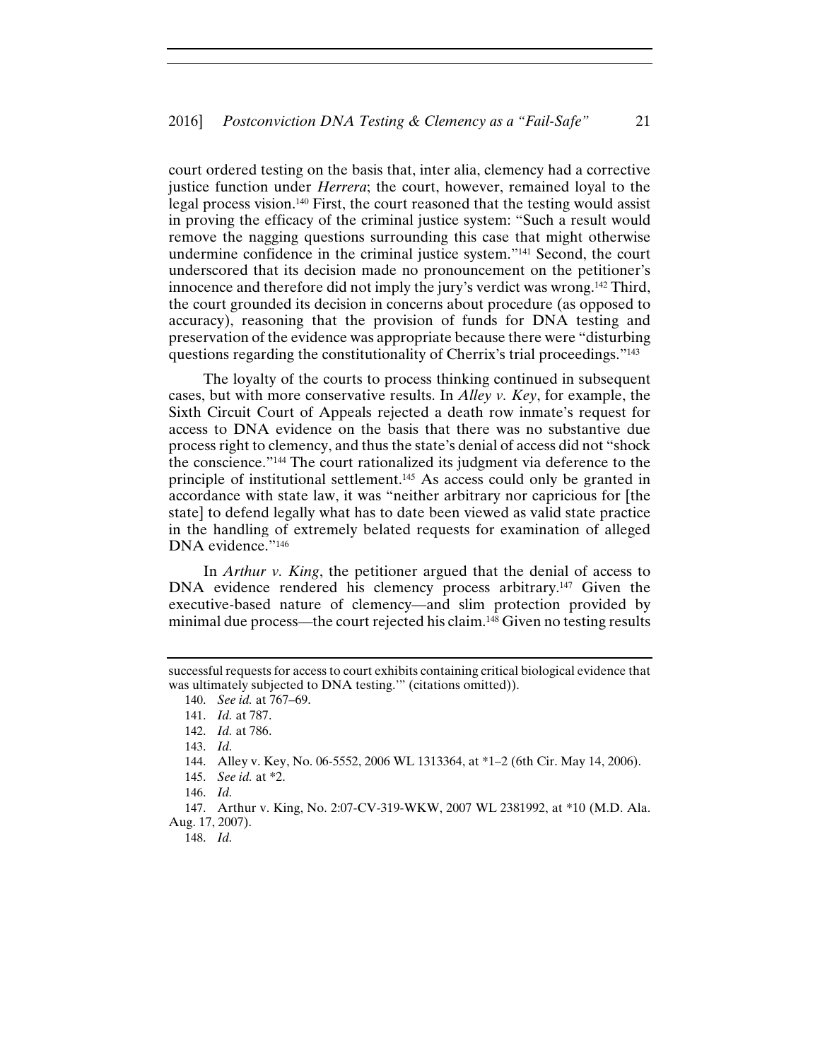court ordered testing on the basis that, inter alia, clemency had a corrective justice function under *Herrera*; the court, however, remained loyal to the legal process vision.[140] First, the court reasoned that the testing would assist in proving the efficacy of the criminal justice system: "Such a result would remove the nagging questions surrounding this case that might otherwise undermine confidence in the criminal justice system."[141] Second, the court underscored that its decision made no pronouncement on the petitioner's innocence and therefore did not imply the jury's verdict was wrong.[142] Third, the court grounded its decision in concerns about procedure (as opposed to accuracy), reasoning that the provision of funds for DNA testing and preservation of the evidence was appropriate because there were "disturbing questions regarding the constitutionality of Cherrix's trial proceedings."[143]

The loyalty of the courts to process thinking continued in subsequent cases, but with more conservative results. In *Alley v. Key*, for example, the Sixth Circuit Court of Appeals rejected a death row inmate's request for access to DNA evidence on the basis that there was no substantive due process right to clemency, and thus the state's denial of access did not "shock the conscience."[144] The court rationalized its judgment via deference to the principle of institutional settlement.[145] As access could only be granted in accordance with state law, it was "neither arbitrary nor capricious for [the state] to defend legally what has to date been viewed as valid state practice in the handling of extremely belated requests for examination of alleged DNA evidence."[146]

In *Arthur v. King*, the petitioner argued that the denial of access to DNA evidence rendered his clemency process arbitrary.[147] Given the executive-based nature of clemency—and slim protection provided by minimal due process—the court rejected his claim.[148] Given no testing results

---

successful requests for access to court exhibits containing critical biological evidence that was ultimately subjected to DNA testing.'" (citations omitted)).

140. *See id.* at 767–69.

141. *Id.* at 787.

142. *Id.* at 786.

143. *Id.*

144. Alley v. Key, No. 06-5552, 2006 WL 1313364, at *1–2 (6th Cir. May 14, 2006).

145. *See id.* at *2.

146. *Id.*

147. Arthur v. King, No. 2:07-CV-319-WKW, 2007 WL 2381992, at *10 (M.D. Ala. Aug. 17, 2007).

148. *Id.*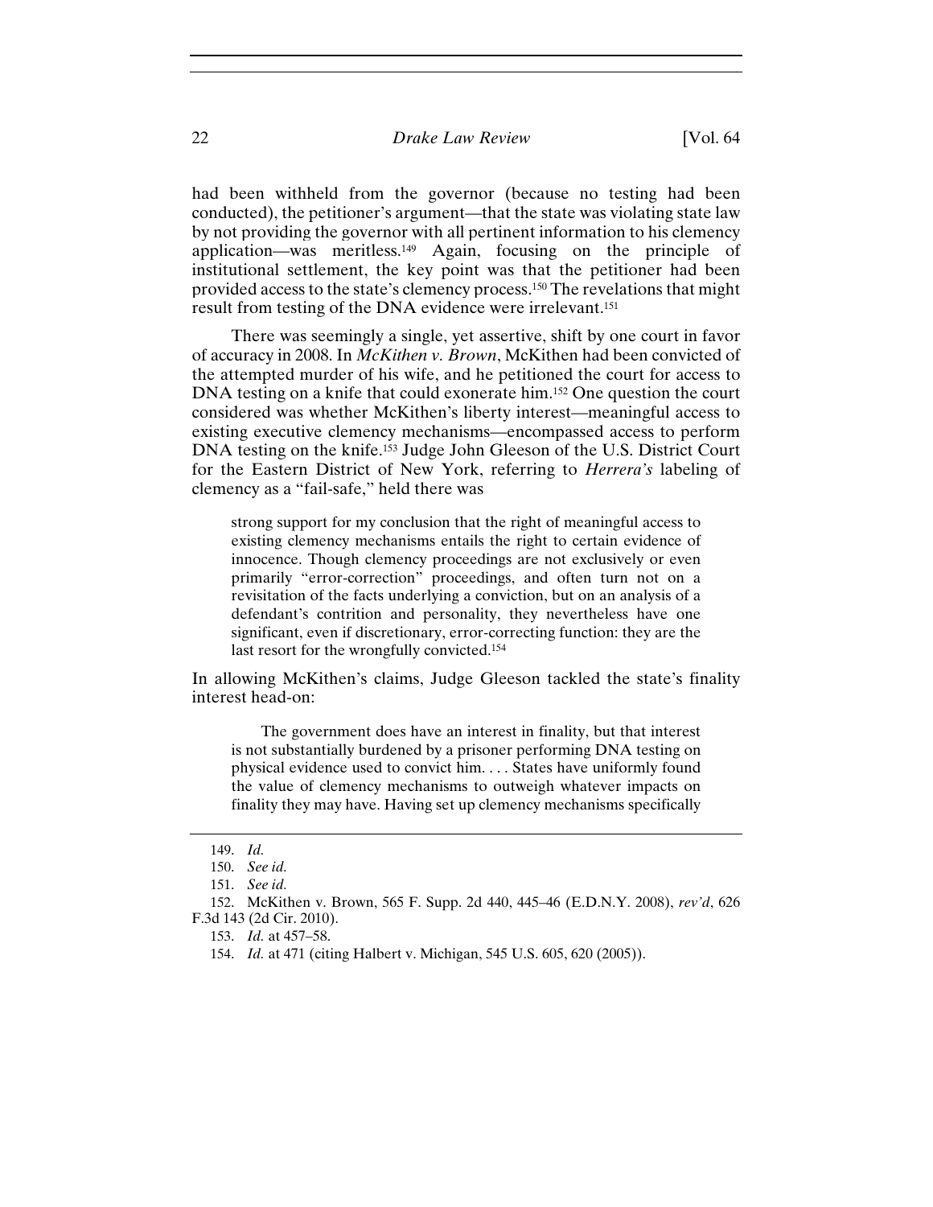had been withheld from the governor (because no testing had been conducted), the petitioner's argument—that the state was violating state law by not providing the governor with all pertinent information to his clemency application—was meritless.[149] Again, focusing on the principle of institutional settlement, the key point was that the petitioner had been provided access to the state's clemency process.[150] The revelations that might result from testing of the DNA evidence were irrelevant.[151]

There was seemingly a single, yet assertive, shift by one court in favor of accuracy in 2008. In *McKithen v. Brown*, McKithen had been convicted of the attempted murder of his wife, and he petitioned the court for access to DNA testing on a knife that could exonerate him.[152] One question the court considered was whether McKithen's liberty interest—meaningful access to existing executive clemency mechanisms—encompassed access to perform DNA testing on the knife.[153] Judge John Gleeson of the U.S. District Court for the Eastern District of New York, referring to *Herrera's* labeling of clemency as a "fail-safe," held there was

> strong support for my conclusion that the right of meaningful access to existing clemency mechanisms entails the right to certain evidence of innocence. Though clemency proceedings are not exclusively or even primarily "error-correction" proceedings, and often turn not on a revisitation of the facts underlying a conviction, but on an analysis of a defendant's contrition and personality, they nevertheless have one significant, even if discretionary, error-correcting function: they are the last resort for the wrongfully convicted.[154]

In allowing McKithen's claims, Judge Gleeson tackled the state's finality interest head-on:

> The government does have an interest in finality, but that interest is not substantially burdened by a prisoner performing DNA testing on physical evidence used to convict him. . . . States have uniformly found the value of clemency mechanisms to outweigh whatever impacts on finality they may have. Having set up clemency mechanisms specifically

---

149. *Id.*

150. *See id.*

151. *See id.*

152. McKithen v. Brown, 565 F. Supp. 2d 440, 445–46 (E.D.N.Y. 2008), *rev'd*, 626 F.3d 143 (2d Cir. 2010).

153. *Id.* at 457–58.

154. *Id.* at 471 (citing Halbert v. Michigan, 545 U.S. 605, 620 (2005)).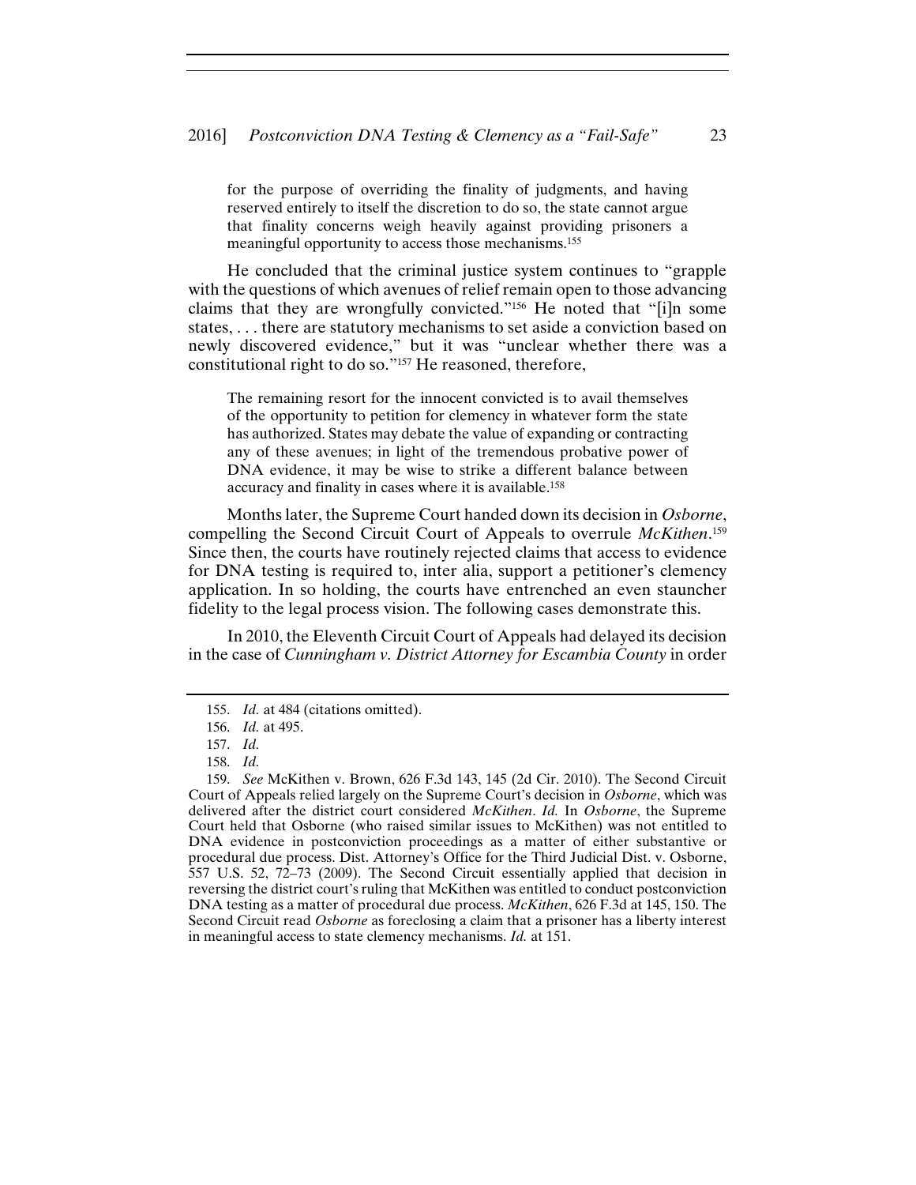> for the purpose of overriding the finality of judgments, and having reserved entirely to itself the discretion to do so, the state cannot argue that finality concerns weigh heavily against providing prisoners a meaningful opportunity to access those mechanisms.[155]

He concluded that the criminal justice system continues to "grapple with the questions of which avenues of relief remain open to those advancing claims that they are wrongfully convicted."[156] He noted that "[i]n some states, . . . there are statutory mechanisms to set aside a conviction based on newly discovered evidence," but it was "unclear whether there was a constitutional right to do so."[157] He reasoned, therefore,

> The remaining resort for the innocent convicted is to avail themselves of the opportunity to petition for clemency in whatever form the state has authorized. States may debate the value of expanding or contracting any of these avenues; in light of the tremendous probative power of DNA evidence, it may be wise to strike a different balance between accuracy and finality in cases where it is available.[158]

Months later, the Supreme Court handed down its decision in *Osborne*, compelling the Second Circuit Court of Appeals to overrule *McKithen*.[159] Since then, the courts have routinely rejected claims that access to evidence for DNA testing is required to, inter alia, support a petitioner's clemency application. In so holding, the courts have entrenched an even stauncher fidelity to the legal process vision. The following cases demonstrate this.

In 2010, the Eleventh Circuit Court of Appeals had delayed its decision in the case of *Cunningham v. District Attorney for Escambia County* in order

---

155. *Id.* at 484 (citations omitted).

156. *Id.* at 495.

157. *Id.*

158. *Id.*

159. *See* McKithen v. Brown, 626 F.3d 143, 145 (2d Cir. 2010). The Second Circuit Court of Appeals relied largely on the Supreme Court's decision in *Osborne*, which was delivered after the district court considered *McKithen*. *Id.* In *Osborne*, the Supreme Court held that Osborne (who raised similar issues to McKithen) was not entitled to DNA evidence in postconviction proceedings as a matter of either substantive or procedural due process. Dist. Attorney's Office for the Third Judicial Dist. v. Osborne, 557 U.S. 52, 72–73 (2009). The Second Circuit essentially applied that decision in reversing the district court's ruling that McKithen was entitled to conduct postconviction DNA testing as a matter of procedural due process. *McKithen*, 626 F.3d at 145, 150. The Second Circuit read *Osborne* as foreclosing a claim that a prisoner has a liberty interest in meaningful access to state clemency mechanisms. *Id.* at 151.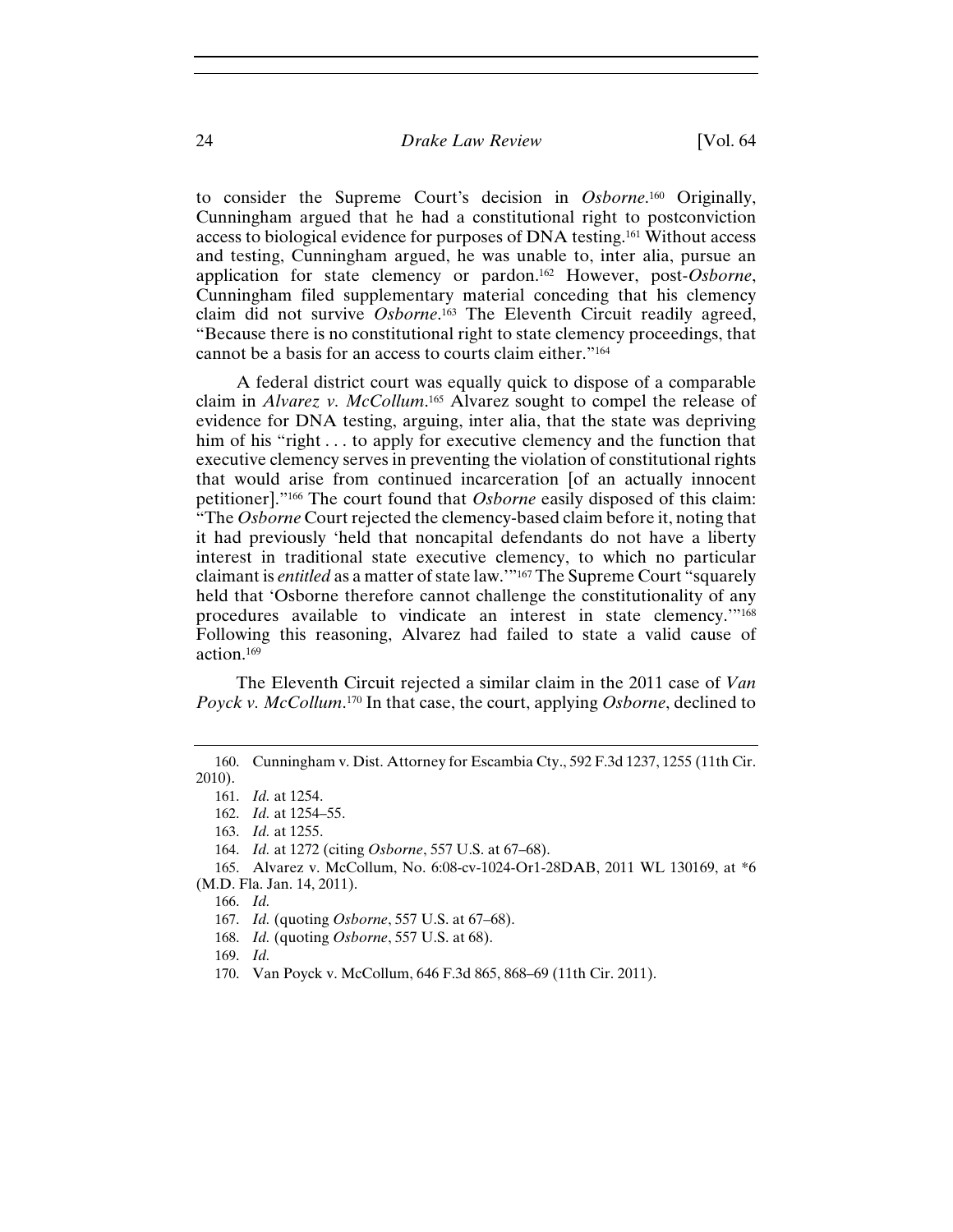to consider the Supreme Court's decision in *Osborne*.[160] Originally, Cunningham argued that he had a constitutional right to postconviction access to biological evidence for purposes of DNA testing.[161] Without access and testing, Cunningham argued, he was unable to, inter alia, pursue an application for state clemency or pardon.[162] However, post-*Osborne*, Cunningham filed supplementary material conceding that his clemency claim did not survive *Osborne*.[163] The Eleventh Circuit readily agreed, "Because there is no constitutional right to state clemency proceedings, that cannot be a basis for an access to courts claim either."[164]

A federal district court was equally quick to dispose of a comparable claim in *Alvarez v. McCollum*.[165] Alvarez sought to compel the release of evidence for DNA testing, arguing, inter alia, that the state was depriving him of his "right . . . to apply for executive clemency and the function that executive clemency serves in preventing the violation of constitutional rights that would arise from continued incarceration [of an actually innocent petitioner]."[166] The court found that *Osborne* easily disposed of this claim: "The *Osborne* Court rejected the clemency-based claim before it, noting that it had previously 'held that noncapital defendants do not have a liberty interest in traditional state executive clemency, to which no particular claimant is *entitled* as a matter of state law.'"[167] The Supreme Court "squarely held that 'Osborne therefore cannot challenge the constitutionality of any procedures available to vindicate an interest in state clemency.'"[168] Following this reasoning, Alvarez had failed to state a valid cause of action.[169]

The Eleventh Circuit rejected a similar claim in the 2011 case of *Van Poyck v. McCollum*.[170] In that case, the court, applying *Osborne*, declined to

---

160. Cunningham v. Dist. Attorney for Escambia Cty., 592 F.3d 1237, 1255 (11th Cir. 2010).

161. *Id.* at 1254.

162. *Id.* at 1254–55.

163. *Id.* at 1255.

164. *Id.* at 1272 (citing *Osborne*, 557 U.S. at 67–68).

165. Alvarez v. McCollum, No. 6:08-cv-1024-Or1-28DAB, 2011 WL 130169, at *6 (M.D. Fla. Jan. 14, 2011).

166. *Id.*

167. *Id.* (quoting *Osborne*, 557 U.S. at 67–68).

168. *Id.* (quoting *Osborne*, 557 U.S. at 68).

169. *Id.*

170. Van Poyck v. McCollum, 646 F.3d 865, 868–69 (11th Cir. 2011).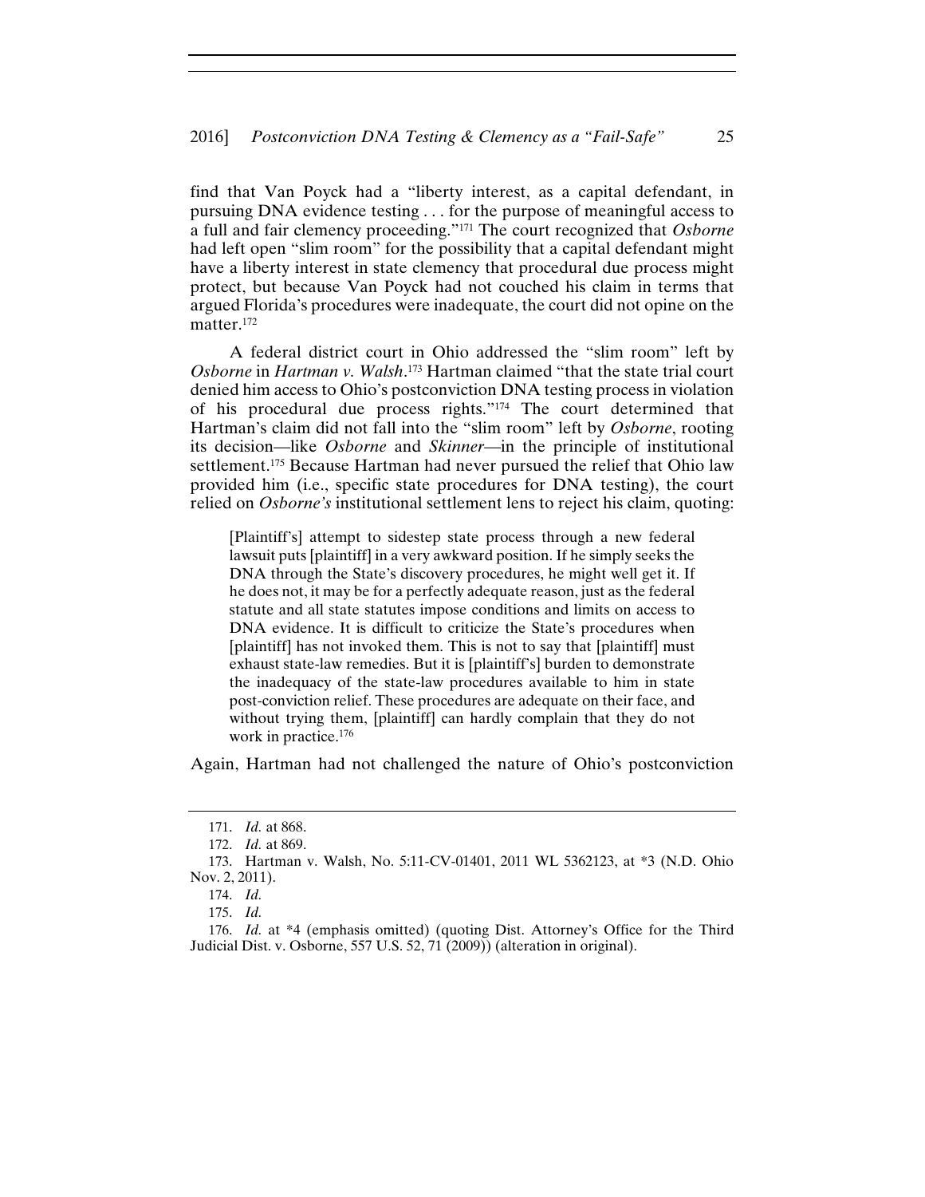find that Van Poyck had a "liberty interest, as a capital defendant, in pursuing DNA evidence testing . . . for the purpose of meaningful access to a full and fair clemency proceeding."[171] The court recognized that *Osborne* had left open "slim room" for the possibility that a capital defendant might have a liberty interest in state clemency that procedural due process might protect, but because Van Poyck had not couched his claim in terms that argued Florida's procedures were inadequate, the court did not opine on the matter.[172]

A federal district court in Ohio addressed the "slim room" left by *Osborne* in *Hartman v. Walsh*.[173] Hartman claimed "that the state trial court denied him access to Ohio's postconviction DNA testing process in violation of his procedural due process rights."[174] The court determined that Hartman's claim did not fall into the "slim room" left by *Osborne*, rooting its decision—like *Osborne* and *Skinner*—in the principle of institutional settlement.[175] Because Hartman had never pursued the relief that Ohio law provided him (i.e., specific state procedures for DNA testing), the court relied on *Osborne's* institutional settlement lens to reject his claim, quoting:

> [Plaintiff's] attempt to sidestep state process through a new federal lawsuit puts [plaintiff] in a very awkward position. If he simply seeks the DNA through the State's discovery procedures, he might well get it. If he does not, it may be for a perfectly adequate reason, just as the federal statute and all state statutes impose conditions and limits on access to DNA evidence. It is difficult to criticize the State's procedures when [plaintiff] has not invoked them. This is not to say that [plaintiff] must exhaust state-law remedies. But it is [plaintiff's] burden to demonstrate the inadequacy of the state-law procedures available to him in state post-conviction relief. These procedures are adequate on their face, and without trying them, [plaintiff] can hardly complain that they do not work in practice.[176]

Again, Hartman had not challenged the nature of Ohio's postconviction

---

171. *Id.* at 868.

172. *Id.* at 869.

173. Hartman v. Walsh, No. 5:11-CV-01401, 2011 WL 5362123, at *3 (N.D. Ohio Nov. 2, 2011).

174. *Id.*

175. *Id.*

176. *Id.* at *4 (emphasis omitted) (quoting Dist. Attorney's Office for the Third Judicial Dist. v. Osborne, 557 U.S. 52, 71 (2009)) (alteration in original).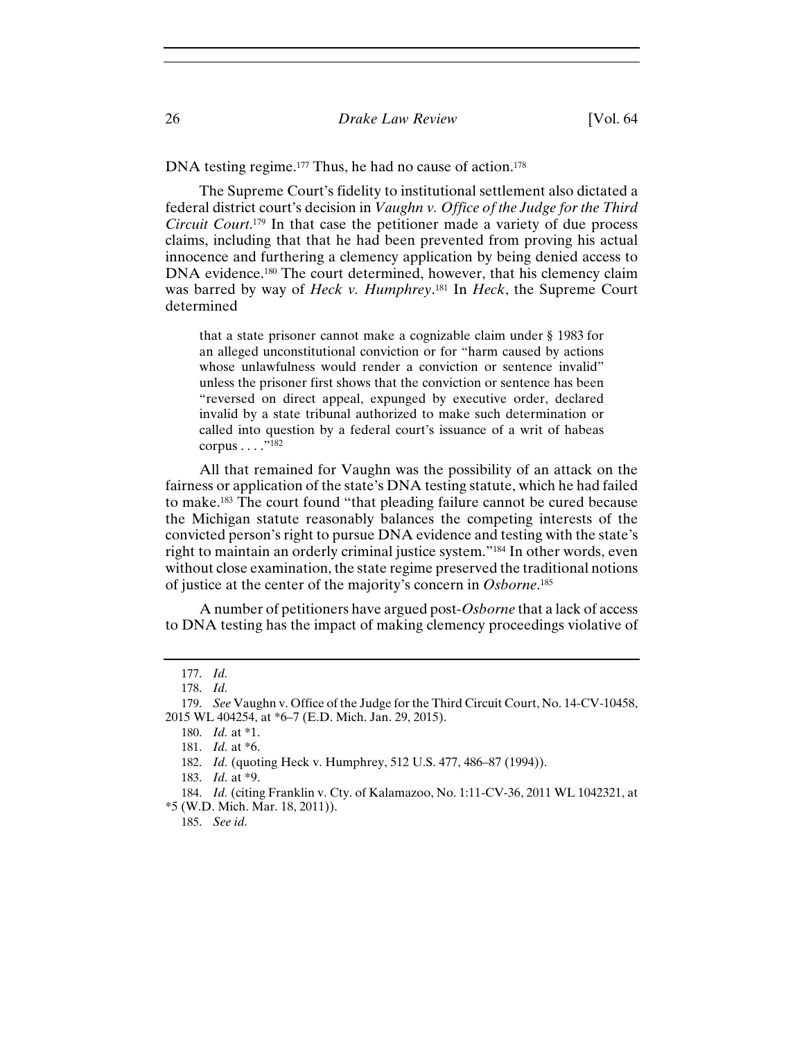DNA testing regime.[177] Thus, he had no cause of action.[178]

The Supreme Court's fidelity to institutional settlement also dictated a federal district court's decision in *Vaughn v. Office of the Judge for the Third Circuit Court*.[179] In that case the petitioner made a variety of due process claims, including that that he had been prevented from proving his actual innocence and furthering a clemency application by being denied access to DNA evidence.[180] The court determined, however, that his clemency claim was barred by way of *Heck v. Humphrey*.[181] In *Heck*, the Supreme Court determined

> that a state prisoner cannot make a cognizable claim under § 1983 for an alleged unconstitutional conviction or for "harm caused by actions whose unlawfulness would render a conviction or sentence invalid" unless the prisoner first shows that the conviction or sentence has been "reversed on direct appeal, expunged by executive order, declared invalid by a state tribunal authorized to make such determination or called into question by a federal court's issuance of a writ of habeas corpus . . . ."[182]

All that remained for Vaughn was the possibility of an attack on the fairness or application of the state's DNA testing statute, which he had failed to make.[183] The court found "that pleading failure cannot be cured because the Michigan statute reasonably balances the competing interests of the convicted person's right to pursue DNA evidence and testing with the state's right to maintain an orderly criminal justice system."[184] In other words, even without close examination, the state regime preserved the traditional notions of justice at the center of the majority's concern in *Osborne*.[185]

A number of petitioners have argued post-*Osborne* that a lack of access to DNA testing has the impact of making clemency proceedings violative of

---

177. *Id.*

178. *Id.*

179. *See* Vaughn v. Office of the Judge for the Third Circuit Court, No. 14-CV-10458, 2015 WL 404254, at *6–7 (E.D. Mich. Jan. 29, 2015).

180. *Id.* at *1.

181. *Id.* at *6.

182. *Id.* (quoting Heck v. Humphrey, 512 U.S. 477, 486–87 (1994)).

183. *Id.* at *9.

184. *Id.* (citing Franklin v. Cty. of Kalamazoo, No. 1:11-CV-36, 2011 WL 1042321, at *5 (W.D. Mich. Mar. 18, 2011)).

185. *See id.*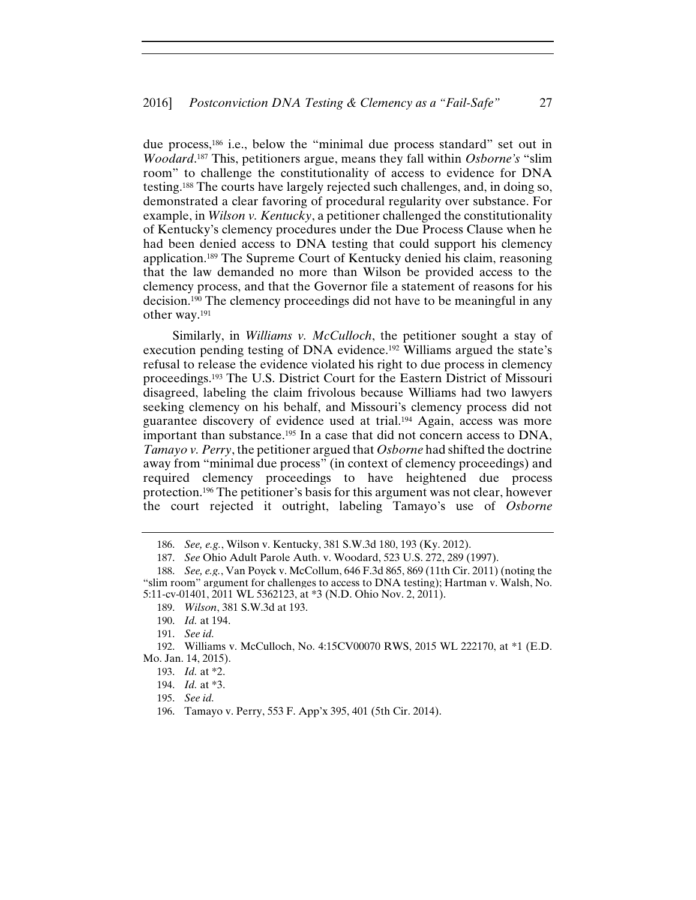due process,[186] i.e., below the "minimal due process standard" set out in *Woodard*.[187] This, petitioners argue, means they fall within *Osborne's* "slim room" to challenge the constitutionality of access to evidence for DNA testing.[188] The courts have largely rejected such challenges, and, in doing so, demonstrated a clear favoring of procedural regularity over substance. For example, in *Wilson v. Kentucky*, a petitioner challenged the constitutionality of Kentucky's clemency procedures under the Due Process Clause when he had been denied access to DNA testing that could support his clemency application.[189] The Supreme Court of Kentucky denied his claim, reasoning that the law demanded no more than Wilson be provided access to the clemency process, and that the Governor file a statement of reasons for his decision.[190] The clemency proceedings did not have to be meaningful in any other way.[191]

Similarly, in *Williams v. McCulloch*, the petitioner sought a stay of execution pending testing of DNA evidence.[192] Williams argued the state's refusal to release the evidence violated his right to due process in clemency proceedings.[193] The U.S. District Court for the Eastern District of Missouri disagreed, labeling the claim frivolous because Williams had two lawyers seeking clemency on his behalf, and Missouri's clemency process did not guarantee discovery of evidence used at trial.[194] Again, access was more important than substance.[195] In a case that did not concern access to DNA, *Tamayo v. Perry*, the petitioner argued that *Osborne* had shifted the doctrine away from "minimal due process" (in context of clemency proceedings) and required clemency proceedings to have heightened due process protection.[196] The petitioner's basis for this argument was not clear, however the court rejected it outright, labeling Tamayo's use of *Osborne*

---

186. *See, e.g.*, Wilson v. Kentucky, 381 S.W.3d 180, 193 (Ky. 2012).

187. *See* Ohio Adult Parole Auth. v. Woodard, 523 U.S. 272, 289 (1997).

188. *See, e.g.*, Van Poyck v. McCollum, 646 F.3d 865, 869 (11th Cir. 2011) (noting the "slim room" argument for challenges to access to DNA testing); Hartman v. Walsh, No. 5:11-cv-01401, 2011 WL 5362123, at *3 (N.D. Ohio Nov. 2, 2011).

189. *Wilson*, 381 S.W.3d at 193.

190. *Id.* at 194.

191. *See id.*

192. Williams v. McCulloch, No. 4:15CV00070 RWS, 2015 WL 222170, at *1 (E.D. Mo. Jan. 14, 2015).

193. *Id.* at *2.

194. *Id.* at *3.

195. *See id.*

196. Tamayo v. Perry, 553 F. App'x 395, 401 (5th Cir. 2014).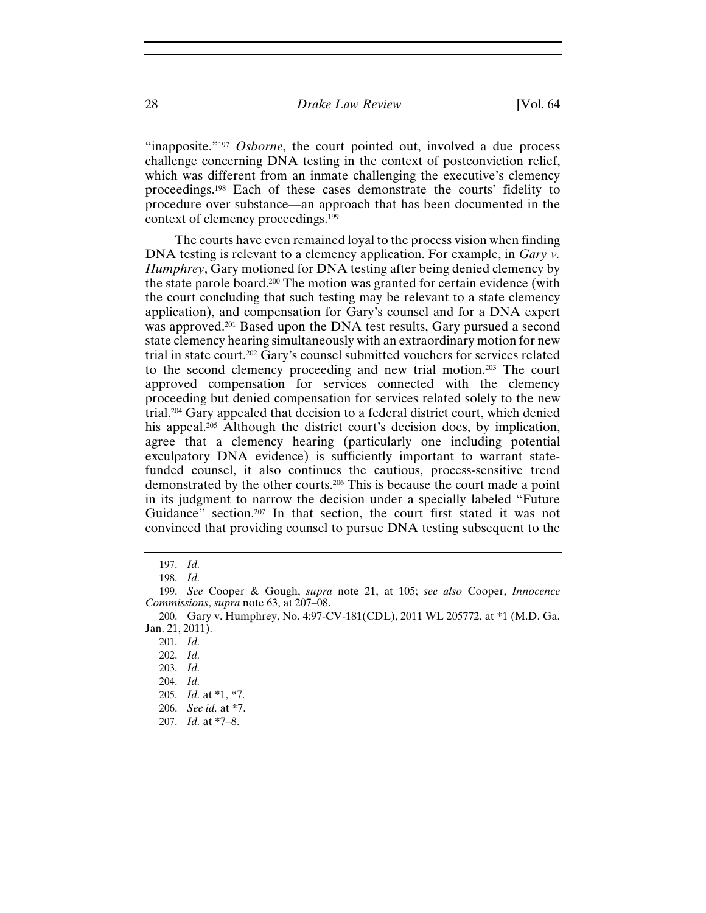"inapposite."[197] *Osborne*, the court pointed out, involved a due process challenge concerning DNA testing in the context of postconviction relief, which was different from an inmate challenging the executive's clemency proceedings.[198] Each of these cases demonstrate the courts' fidelity to procedure over substance—an approach that has been documented in the context of clemency proceedings.[199]

The courts have even remained loyal to the process vision when finding DNA testing is relevant to a clemency application. For example, in *Gary v. Humphrey*, Gary motioned for DNA testing after being denied clemency by the state parole board.[200] The motion was granted for certain evidence (with the court concluding that such testing may be relevant to a state clemency application), and compensation for Gary's counsel and for a DNA expert was approved.[201] Based upon the DNA test results, Gary pursued a second state clemency hearing simultaneously with an extraordinary motion for new trial in state court.[202] Gary's counsel submitted vouchers for services related to the second clemency proceeding and new trial motion.[203] The court approved compensation for services connected with the clemency proceeding but denied compensation for services related solely to the new trial.[204] Gary appealed that decision to a federal district court, which denied his appeal.[205] Although the district court's decision does, by implication, agree that a clemency hearing (particularly one including potential exculpatory DNA evidence) is sufficiently important to warrant state-funded counsel, it also continues the cautious, process-sensitive trend demonstrated by the other courts.[206] This is because the court made a point in its judgment to narrow the decision under a specially labeled "Future Guidance" section.[207] In that section, the court first stated it was not convinced that providing counsel to pursue DNA testing subsequent to the

---

197. *Id.*

198. *Id.*

199. *See* Cooper & Gough, *supra* note 21, at 105; *see also* Cooper, *Innocence Commissions*, *supra* note 63, at 207–08.

200. Gary v. Humphrey, No. 4:97-CV-181(CDL), 2011 WL 205772, at *1 (M.D. Ga. Jan. 21, 2011).

201. *Id.*

202. *Id.*

203. *Id.*

204. *Id.*

205. *Id.* at *1, *7.

206. *See id.* at *7.

207. *Id.* at *7–8.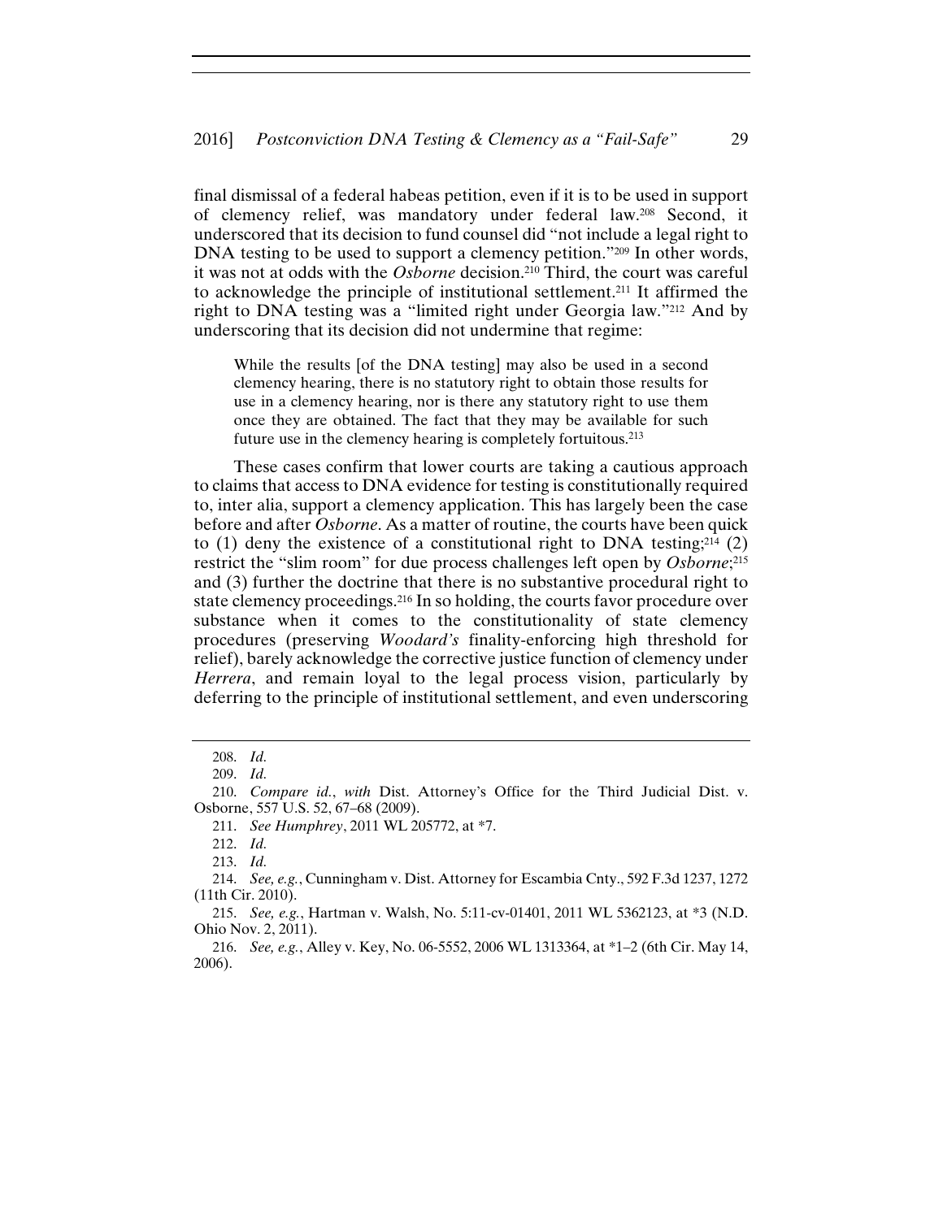final dismissal of a federal habeas petition, even if it is to be used in support of clemency relief, was mandatory under federal law.[208] Second, it underscored that its decision to fund counsel did "not include a legal right to DNA testing to be used to support a clemency petition."[209] In other words, it was not at odds with the *Osborne* decision.[210] Third, the court was careful to acknowledge the principle of institutional settlement.[211] It affirmed the right to DNA testing was a "limited right under Georgia law."[212] And by underscoring that its decision did not undermine that regime:

> While the results [of the DNA testing] may also be used in a second clemency hearing, there is no statutory right to obtain those results for use in a clemency hearing, nor is there any statutory right to use them once they are obtained. The fact that they may be available for such future use in the clemency hearing is completely fortuitous.[213]

These cases confirm that lower courts are taking a cautious approach to claims that access to DNA evidence for testing is constitutionally required to, inter alia, support a clemency application. This has largely been the case before and after *Osborne*. As a matter of routine, the courts have been quick to (1) deny the existence of a constitutional right to DNA testing;[214] (2) restrict the "slim room" for due process challenges left open by *Osborne*;[215] and (3) further the doctrine that there is no substantive procedural right to state clemency proceedings.[216] In so holding, the courts favor procedure over substance when it comes to the constitutionality of state clemency procedures (preserving *Woodard's* finality-enforcing high threshold for relief), barely acknowledge the corrective justice function of clemency under *Herrera*, and remain loyal to the legal process vision, particularly by deferring to the principle of institutional settlement, and even underscoring

---

208. *Id.*

209. *Id.*

210. *Compare id.*, *with* Dist. Attorney's Office for the Third Judicial Dist. v. Osborne, 557 U.S. 52, 67–68 (2009).

211. *See Humphrey*, 2011 WL 205772, at *7.

212. *Id.*

213. *Id.*

214. *See, e.g.*, Cunningham v. Dist. Attorney for Escambia Cnty., 592 F.3d 1237, 1272 (11th Cir. 2010).

215. *See, e.g.*, Hartman v. Walsh, No. 5:11-cv-01401, 2011 WL 5362123, at *3 (N.D. Ohio Nov. 2, 2011).

216. *See, e.g.*, Alley v. Key, No. 06-5552, 2006 WL 1313364, at *1–2 (6th Cir. May 14, 2006).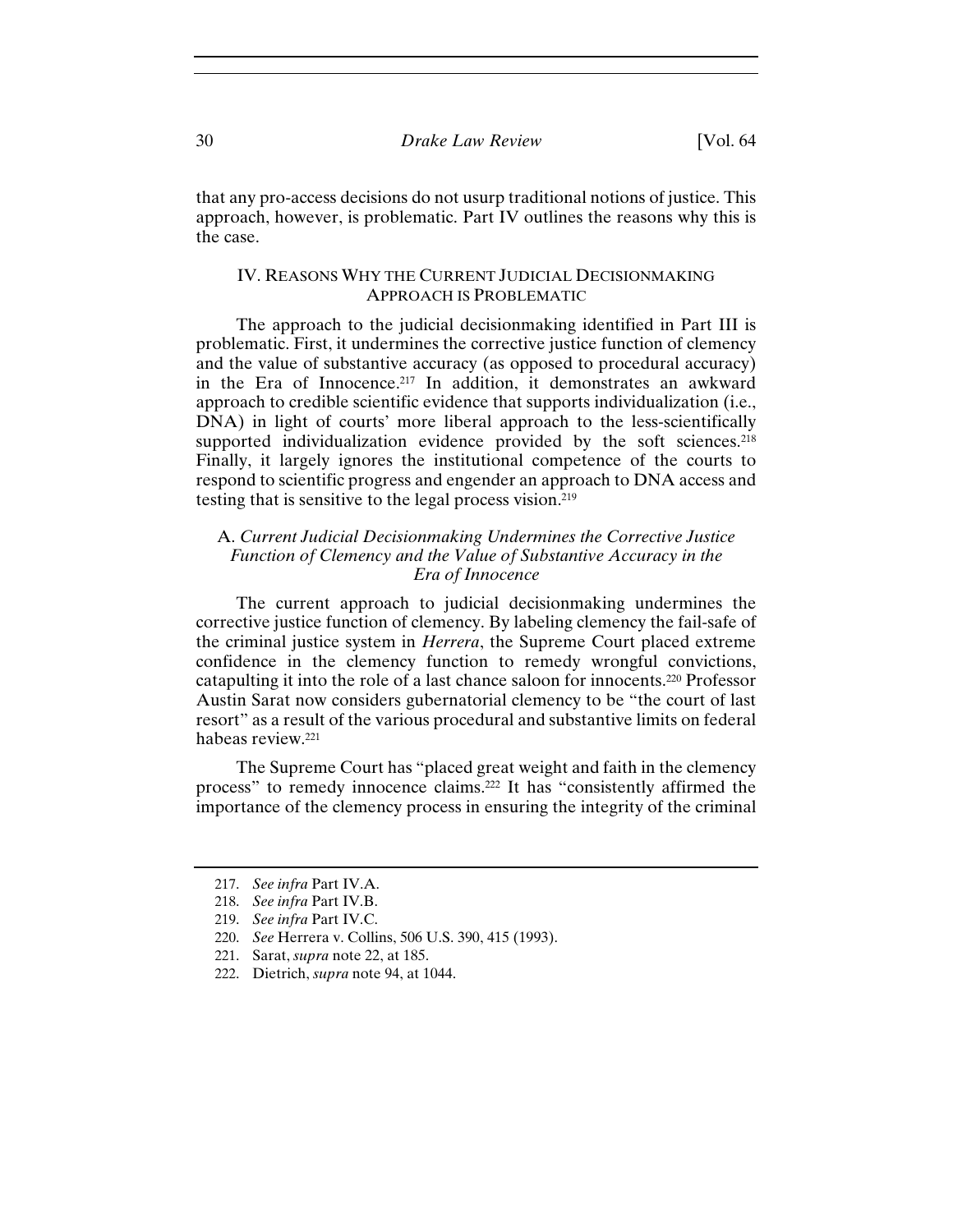that any pro-access decisions do not usurp traditional notions of justice. This approach, however, is problematic. Part IV outlines the reasons why this is the case.

## IV. Reasons Why the Current Judicial Decisionmaking Approach is Problematic

The approach to the judicial decisionmaking identified in Part III is problematic. First, it undermines the corrective justice function of clemency and the value of substantive accuracy (as opposed to procedural accuracy) in the Era of Innocence.[217] In addition, it demonstrates an awkward approach to credible scientific evidence that supports individualization (i.e., DNA) in light of courts' more liberal approach to the less-scientifically supported individualization evidence provided by the soft sciences.[218] Finally, it largely ignores the institutional competence of the courts to respond to scientific progress and engender an approach to DNA access and testing that is sensitive to the legal process vision.[219]

### A. *Current Judicial Decisionmaking Undermines the Corrective Justice Function of Clemency and the Value of Substantive Accuracy in the Era of Innocence*

The current approach to judicial decisionmaking undermines the corrective justice function of clemency. By labeling clemency the fail-safe of the criminal justice system in *Herrera*, the Supreme Court placed extreme confidence in the clemency function to remedy wrongful convictions, catapulting it into the role of a last chance saloon for innocents.[220] Professor Austin Sarat now considers gubernatorial clemency to be "the court of last resort" as a result of the various procedural and substantive limits on federal habeas review.[221]

The Supreme Court has "placed great weight and faith in the clemency process" to remedy innocence claims.[222] It has "consistently affirmed the importance of the clemency process in ensuring the integrity of the criminal

---

217. *See infra* Part IV.A.

218. *See infra* Part IV.B.

219. *See infra* Part IV.C.

220. *See* Herrera v. Collins, 506 U.S. 390, 415 (1993).

221. Sarat, *supra* note 22, at 185.

222. Dietrich, *supra* note 94, at 1044.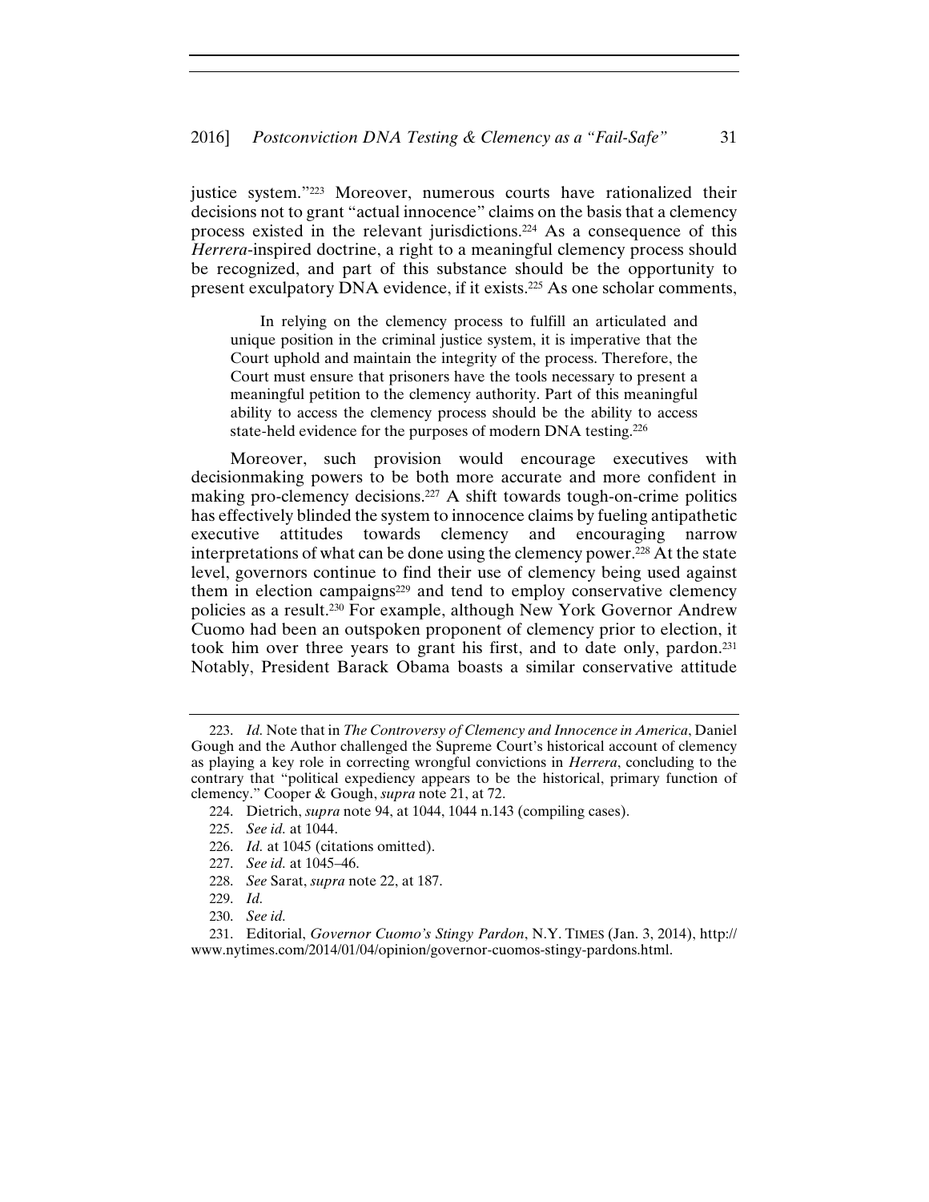justice system."[223] Moreover, numerous courts have rationalized their decisions not to grant "actual innocence" claims on the basis that a clemency process existed in the relevant jurisdictions.[224] As a consequence of this *Herrera*-inspired doctrine, a right to a meaningful clemency process should be recognized, and part of this substance should be the opportunity to present exculpatory DNA evidence, if it exists.[225] As one scholar comments,

> In relying on the clemency process to fulfill an articulated and unique position in the criminal justice system, it is imperative that the Court uphold and maintain the integrity of the process. Therefore, the Court must ensure that prisoners have the tools necessary to present a meaningful petition to the clemency authority. Part of this meaningful ability to access the clemency process should be the ability to access state-held evidence for the purposes of modern DNA testing.[226]

Moreover, such provision would encourage executives with decisionmaking powers to be both more accurate and more confident in making pro-clemency decisions.[227] A shift towards tough-on-crime politics has effectively blinded the system to innocence claims by fueling antipathetic executive attitudes towards clemency and encouraging narrow interpretations of what can be done using the clemency power.[228] At the state level, governors continue to find their use of clemency being used against them in election campaigns[229] and tend to employ conservative clemency policies as a result.[230] For example, although New York Governor Andrew Cuomo had been an outspoken proponent of clemency prior to election, it took him over three years to grant his first, and to date only, pardon.[231] Notably, President Barack Obama boasts a similar conservative attitude

---

223. *Id.* Note that in *The Controversy of Clemency and Innocence in America*, Daniel Gough and the Author challenged the Supreme Court's historical account of clemency as playing a key role in correcting wrongful convictions in *Herrera*, concluding to the contrary that "political expediency appears to be the historical, primary function of clemency." Cooper & Gough, *supra* note 21, at 72.

224. Dietrich, *supra* note 94, at 1044, 1044 n.143 (compiling cases).

225. *See id.* at 1044.

226. *Id.* at 1045 (citations omitted).

227. *See id.* at 1045–46.

228. *See* Sarat, *supra* note 22, at 187.

229. *Id.*

230. *See id.*

231. Editorial, *Governor Cuomo's Stingy Pardon*, N.Y. TIMES (Jan. 3, 2014), http://www.nytimes.com/2014/01/04/opinion/governor-cuomos-stingy-pardons.html.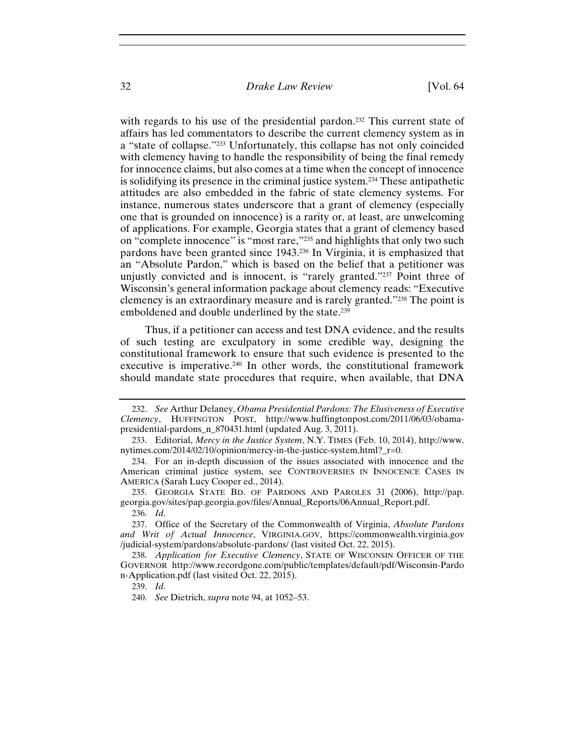with regards to his use of the presidential pardon.[232] This current state of affairs has led commentators to describe the current clemency system as in a "state of collapse."[233] Unfortunately, this collapse has not only coincided with clemency having to handle the responsibility of being the final remedy for innocence claims, but also comes at a time when the concept of innocence is solidifying its presence in the criminal justice system.[234] These antipathetic attitudes are also embedded in the fabric of state clemency systems. For instance, numerous states underscore that a grant of clemency (especially one that is grounded on innocence) is a rarity or, at least, are unwelcoming of applications. For example, Georgia states that a grant of clemency based on "complete innocence" is "most rare,"[235] and highlights that only two such pardons have been granted since 1943.[236] In Virginia, it is emphasized that an "Absolute Pardon," which is based on the belief that a petitioner was unjustly convicted and is innocent, is "rarely granted."[237] Point three of Wisconsin's general information package about clemency reads: "Executive clemency is an extraordinary measure and is rarely granted."[238] The point is emboldened and double underlined by the state.[239]

Thus, if a petitioner can access and test DNA evidence, and the results of such testing are exculpatory in some credible way, designing the constitutional framework to ensure that such evidence is presented to the executive is imperative.[240] In other words, the constitutional framework should mandate state procedures that require, when available, that DNA

---

232. *See* Arthur Delaney, *Obama Presidential Pardons: The Elusiveness of Executive Clemency*, HUFFINGTON POST, http://www.huffingtonpost.com/2011/06/03/obama-presidential-pardons_n_870431.html (updated Aug. 3, 2011).

233. Editorial, *Mercy in the Justice System*, N.Y. TIMES (Feb. 10, 2014), http://www.nytimes.com/2014/02/10/opinion/mercy-in-the-justice-system.html?_r=0.

234. For an in-depth discussion of the issues associated with innocence and the American criminal justice system, see CONTROVERSIES IN INNOCENCE CASES IN AMERICA (Sarah Lucy Cooper ed., 2014).

235. GEORGIA STATE BD. OF PARDONS AND PAROLES 31 (2006), http://pap.georgia.gov/sites/pap.georgia.gov/files/Annual_Reports/06Annual_Report.pdf.

236. *Id.*

237. Office of the Secretary of the Commonwealth of Virginia, *Absolute Pardons and Writ of Actual Innocence*, VIRGINIA.GOV, https://commonwealth.virginia.gov/judicial-system/pardons/absolute-pardons/ (last visited Oct. 22, 2015).

238. *Application for Executive Clemency*, STATE OF WISCONSIN OFFICER OF THE GOVERNOR http://www.recordgone.com/public/templates/default/pdf/Wisconsin-Pardon-Application.pdf (last visited Oct. 22, 2015).

239. *Id.*

240. *See* Dietrich, *supra* note 94, at 1052–53.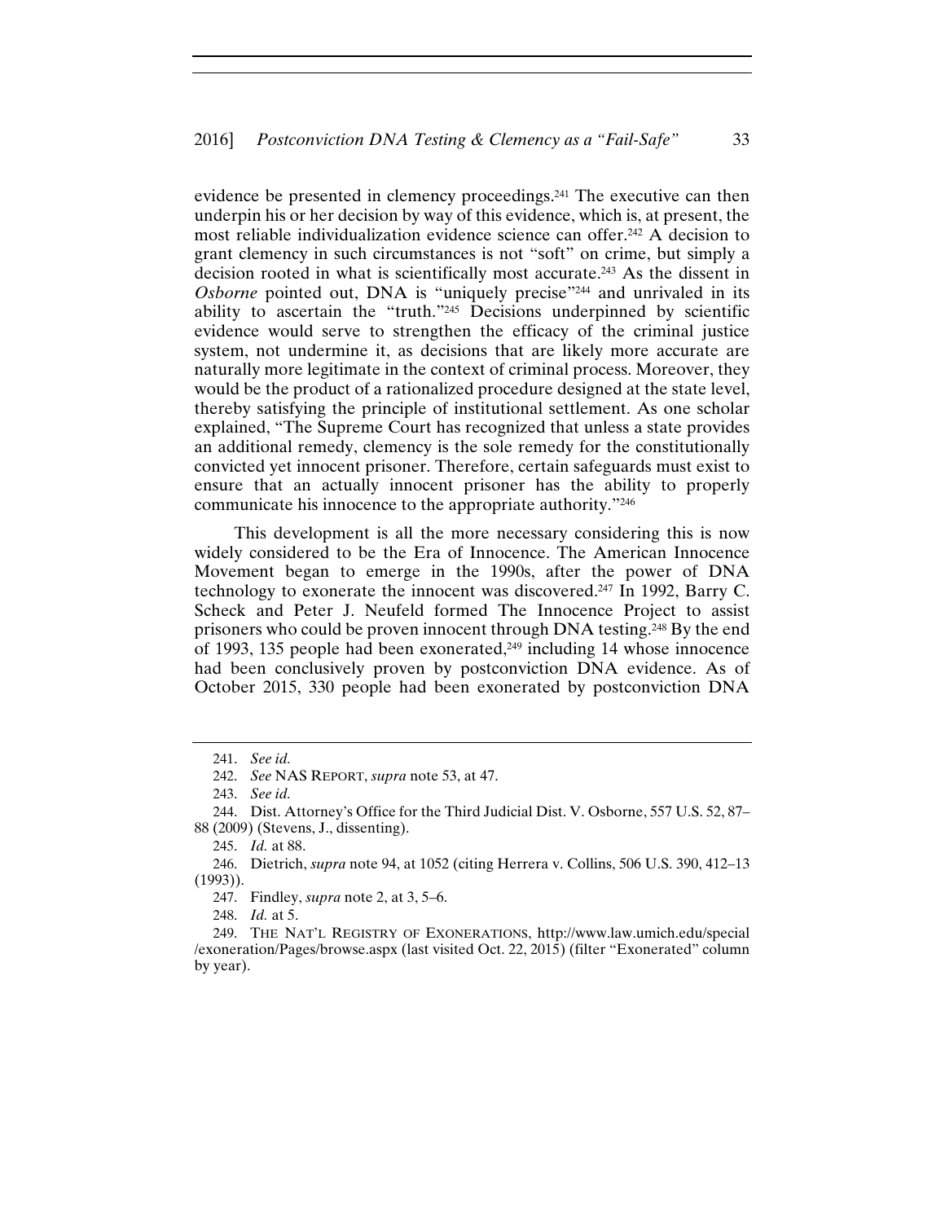evidence be presented in clemency proceedings.[241] The executive can then underpin his or her decision by way of this evidence, which is, at present, the most reliable individualization evidence science can offer.[242] A decision to grant clemency in such circumstances is not "soft" on crime, but simply a decision rooted in what is scientifically most accurate.[243] As the dissent in *Osborne* pointed out, DNA is "uniquely precise"[244] and unrivaled in its ability to ascertain the "truth."[245] Decisions underpinned by scientific evidence would serve to strengthen the efficacy of the criminal justice system, not undermine it, as decisions that are likely more accurate are naturally more legitimate in the context of criminal process. Moreover, they would be the product of a rationalized procedure designed at the state level, thereby satisfying the principle of institutional settlement. As one scholar explained, "The Supreme Court has recognized that unless a state provides an additional remedy, clemency is the sole remedy for the constitutionally convicted yet innocent prisoner. Therefore, certain safeguards must exist to ensure that an actually innocent prisoner has the ability to properly communicate his innocence to the appropriate authority."[246]

This development is all the more necessary considering this is now widely considered to be the Era of Innocence. The American Innocence Movement began to emerge in the 1990s, after the power of DNA technology to exonerate the innocent was discovered.[247] In 1992, Barry C. Scheck and Peter J. Neufeld formed The Innocence Project to assist prisoners who could be proven innocent through DNA testing.[248] By the end of 1993, 135 people had been exonerated,[249] including 14 whose innocence had been conclusively proven by postconviction DNA evidence. As of October 2015, 330 people had been exonerated by postconviction DNA

---

241. *See id.*

242. *See* NAS REPORT, *supra* note 53, at 47.

243. *See id.*

244. Dist. Attorney's Office for the Third Judicial Dist. V. Osborne, 557 U.S. 52, 87–88 (2009) (Stevens, J., dissenting).

245. *Id.* at 88.

246. Dietrich, *supra* note 94, at 1052 (citing Herrera v. Collins, 506 U.S. 390, 412–13 (1993)).

247. Findley, *supra* note 2, at 3, 5–6.

248. *Id.* at 5.

249. THE NAT'L REGISTRY OF EXONERATIONS, http://www.law.umich.edu/special/exoneration/Pages/browse.aspx (last visited Oct. 22, 2015) (filter "Exonerated" column by year).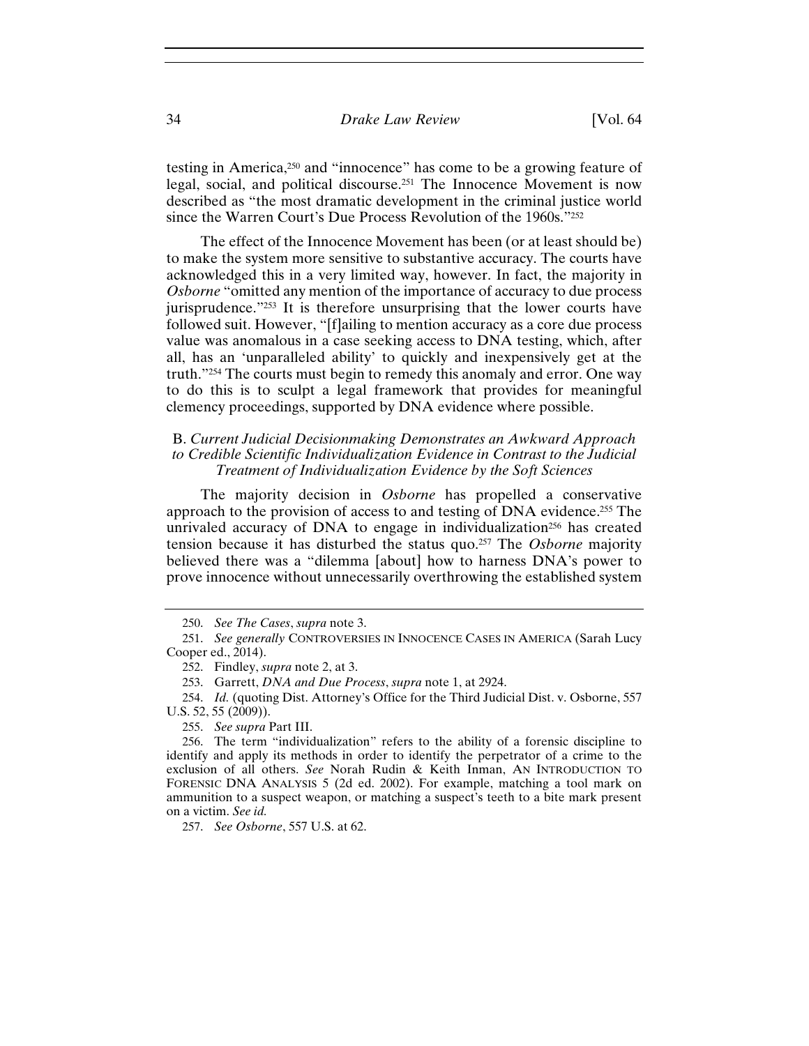testing in America,[250] and "innocence" has come to be a growing feature of legal, social, and political discourse.[251] The Innocence Movement is now described as "the most dramatic development in the criminal justice world since the Warren Court's Due Process Revolution of the 1960s."[252]

The effect of the Innocence Movement has been (or at least should be) to make the system more sensitive to substantive accuracy. The courts have acknowledged this in a very limited way, however. In fact, the majority in *Osborne* "omitted any mention of the importance of accuracy to due process jurisprudence."[253] It is therefore unsurprising that the lower courts have followed suit. However, "[f]ailing to mention accuracy as a core due process value was anomalous in a case seeking access to DNA testing, which, after all, has an 'unparalleled ability' to quickly and inexpensively get at the truth."[254] The courts must begin to remedy this anomaly and error. One way to do this is to sculpt a legal framework that provides for meaningful clemency proceedings, supported by DNA evidence where possible.

### B. *Current Judicial Decisionmaking Demonstrates an Awkward Approach to Credible Scientific Individualization Evidence in Contrast to the Judicial Treatment of Individualization Evidence by the Soft Sciences*

The majority decision in *Osborne* has propelled a conservative approach to the provision of access to and testing of DNA evidence.[255] The unrivaled accuracy of DNA to engage in individualization[256] has created tension because it has disturbed the status quo.[257] The *Osborne* majority believed there was a "dilemma [about] how to harness DNA's power to prove innocence without unnecessarily overthrowing the established system

---

250. *See The Cases*, *supra* note 3.

251. *See generally* CONTROVERSIES IN INNOCENCE CASES IN AMERICA (Sarah Lucy Cooper ed., 2014).

252. Findley, *supra* note 2, at 3.

253. Garrett, *DNA and Due Process*, *supra* note 1, at 2924.

254. *Id.* (quoting Dist. Attorney's Office for the Third Judicial Dist. v. Osborne, 557 U.S. 52, 55 (2009)).

255. *See supra* Part III.

256. The term "individualization" refers to the ability of a forensic discipline to identify and apply its methods in order to identify the perpetrator of a crime to the exclusion of all others. *See* Norah Rudin & Keith Inman, AN INTRODUCTION TO FORENSIC DNA ANALYSIS 5 (2d ed. 2002). For example, matching a tool mark on ammunition to a suspect weapon, or matching a suspect's teeth to a bite mark present on a victim. *See id.*

257. *See Osborne*, 557 U.S. at 62.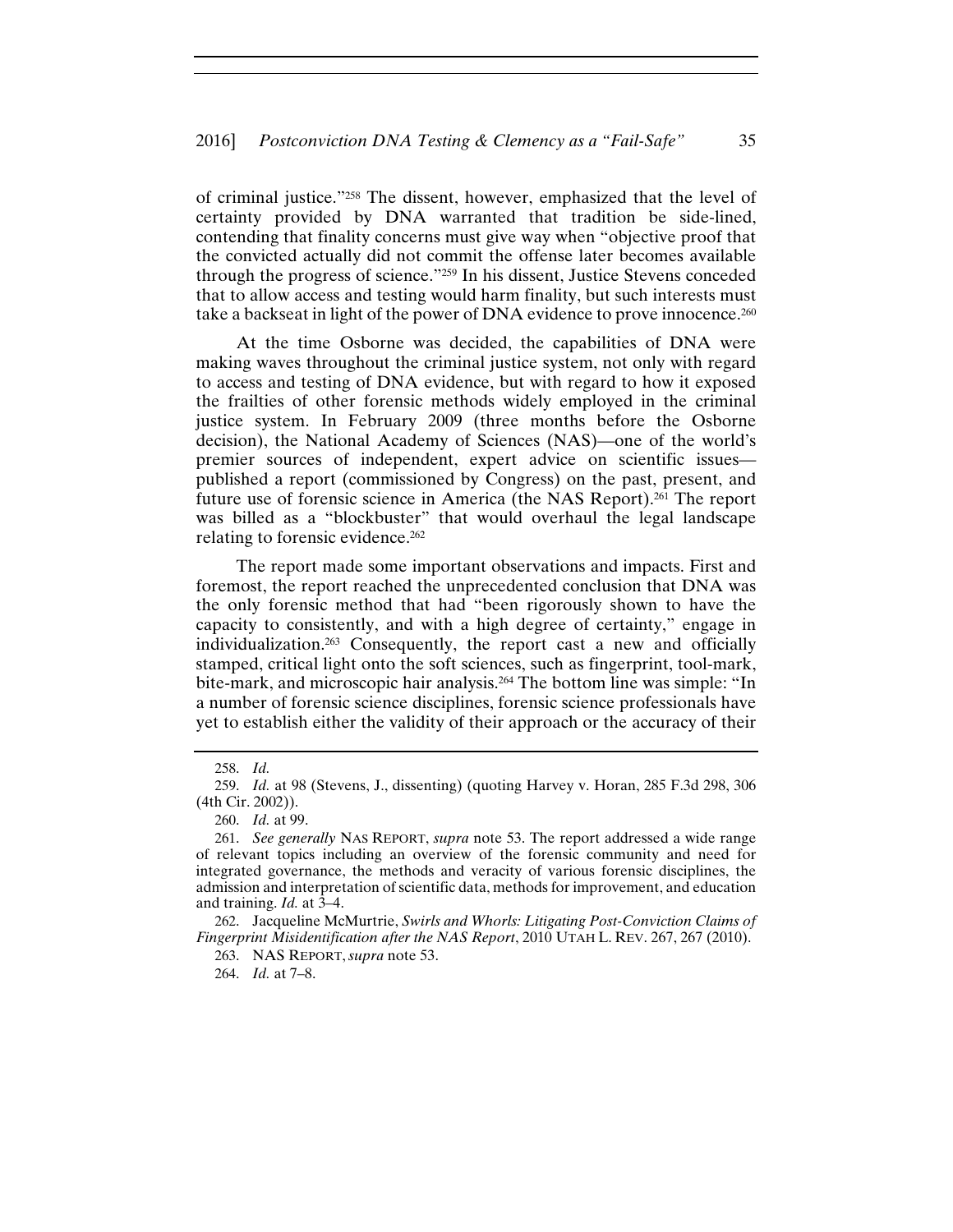of criminal justice."[258] The dissent, however, emphasized that the level of certainty provided by DNA warranted that tradition be side-lined, contending that finality concerns must give way when "objective proof that the convicted actually did not commit the offense later becomes available through the progress of science."[259] In his dissent, Justice Stevens conceded that to allow access and testing would harm finality, but such interests must take a backseat in light of the power of DNA evidence to prove innocence.[260]

At the time Osborne was decided, the capabilities of DNA were making waves throughout the criminal justice system, not only with regard to access and testing of DNA evidence, but with regard to how it exposed the frailties of other forensic methods widely employed in the criminal justice system. In February 2009 (three months before the Osborne decision), the National Academy of Sciences (NAS)—one of the world's premier sources of independent, expert advice on scientific issues—published a report (commissioned by Congress) on the past, present, and future use of forensic science in America (the NAS Report).[261] The report was billed as a "blockbuster" that would overhaul the legal landscape relating to forensic evidence.[262]

The report made some important observations and impacts. First and foremost, the report reached the unprecedented conclusion that DNA was the only forensic method that had "been rigorously shown to have the capacity to consistently, and with a high degree of certainty," engage in individualization.[263] Consequently, the report cast a new and officially stamped, critical light onto the soft sciences, such as fingerprint, tool-mark, bite-mark, and microscopic hair analysis.[264] The bottom line was simple: "In a number of forensic science disciplines, forensic science professionals have yet to establish either the validity of their approach or the accuracy of their

---

258. *Id.*

259. *Id.* at 98 (Stevens, J., dissenting) (quoting Harvey v. Horan, 285 F.3d 298, 306 (4th Cir. 2002)).

260. *Id.* at 99.

261. *See generally* NAS REPORT, *supra* note 53. The report addressed a wide range of relevant topics including an overview of the forensic community and need for integrated governance, the methods and veracity of various forensic disciplines, the admission and interpretation of scientific data, methods for improvement, and education and training. *Id.* at 3–4.

262. Jacqueline McMurtrie, *Swirls and Whorls: Litigating Post-Conviction Claims of Fingerprint Misidentification after the NAS Report*, 2010 UTAH L. REV. 267, 267 (2010).

263. NAS REPORT, *supra* note 53.

264. *Id.* at 7–8.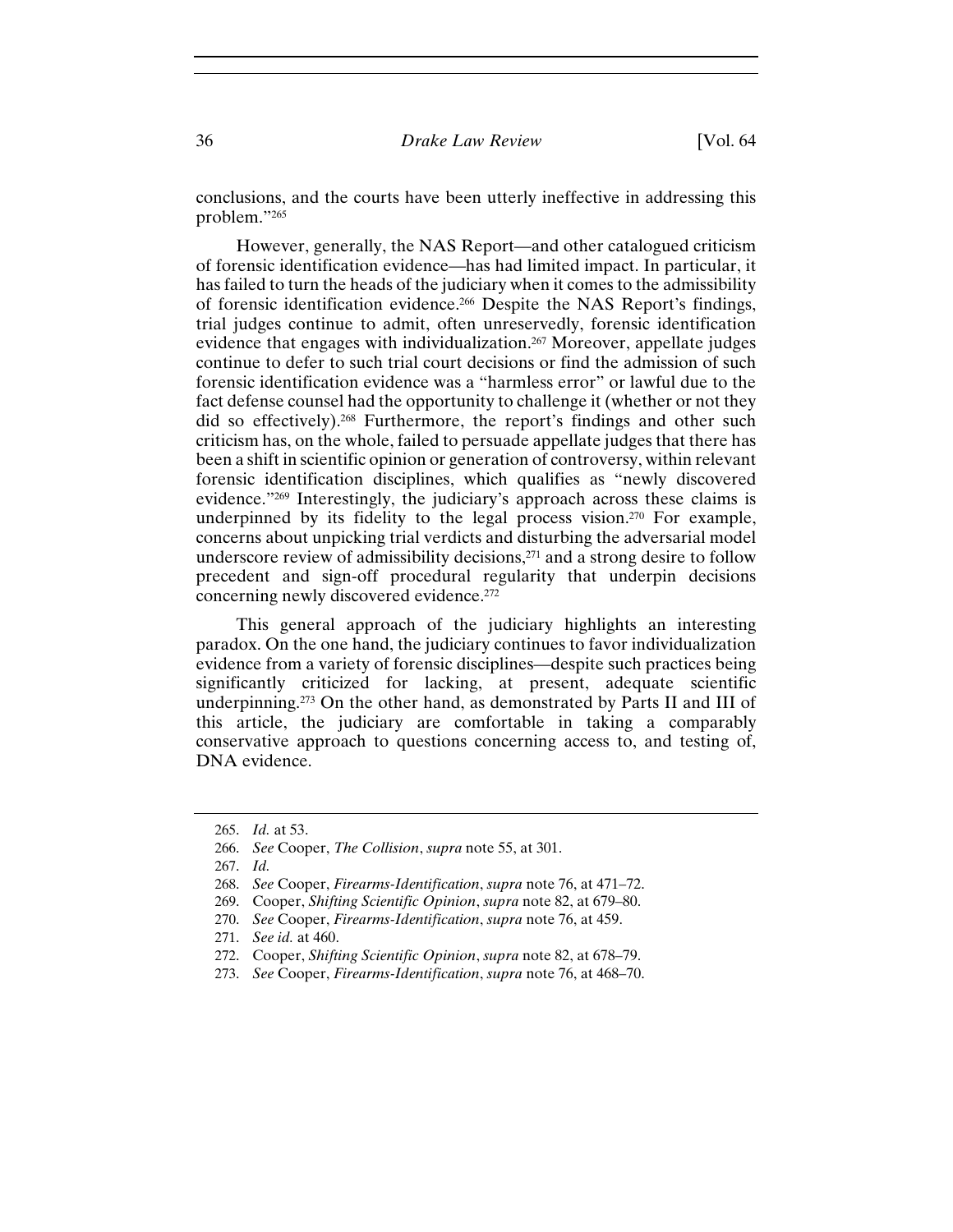conclusions, and the courts have been utterly ineffective in addressing this problem."[265]

However, generally, the NAS Report—and other catalogued criticism of forensic identification evidence—has had limited impact. In particular, it has failed to turn the heads of the judiciary when it comes to the admissibility of forensic identification evidence.[266] Despite the NAS Report's findings, trial judges continue to admit, often unreservedly, forensic identification evidence that engages with individualization.[267] Moreover, appellate judges continue to defer to such trial court decisions or find the admission of such forensic identification evidence was a "harmless error" or lawful due to the fact defense counsel had the opportunity to challenge it (whether or not they did so effectively).[268] Furthermore, the report's findings and other such criticism has, on the whole, failed to persuade appellate judges that there has been a shift in scientific opinion or generation of controversy, within relevant forensic identification disciplines, which qualifies as "newly discovered evidence."[269] Interestingly, the judiciary's approach across these claims is underpinned by its fidelity to the legal process vision.[270] For example, concerns about unpicking trial verdicts and disturbing the adversarial model underscore review of admissibility decisions,[271] and a strong desire to follow precedent and sign-off procedural regularity that underpin decisions concerning newly discovered evidence.[272]

This general approach of the judiciary highlights an interesting paradox. On the one hand, the judiciary continues to favor individualization evidence from a variety of forensic disciplines—despite such practices being significantly criticized for lacking, at present, adequate scientific underpinning.[273] On the other hand, as demonstrated by Parts II and III of this article, the judiciary are comfortable in taking a comparably conservative approach to questions concerning access to, and testing of, DNA evidence.

---

265. *Id.* at 53.

266. *See* Cooper, *The Collision*, *supra* note 55, at 301.

267. *Id.*

268. *See* Cooper, *Firearms-Identification*, *supra* note 76, at 471–72.

269. Cooper, *Shifting Scientific Opinion*, *supra* note 82, at 679–80.

270. *See* Cooper, *Firearms-Identification*, *supra* note 76, at 459.

271. *See id.* at 460.

272. Cooper, *Shifting Scientific Opinion*, *supra* note 82, at 678–79.

273. *See* Cooper, *Firearms-Identification*, *supra* note 76, at 468–70.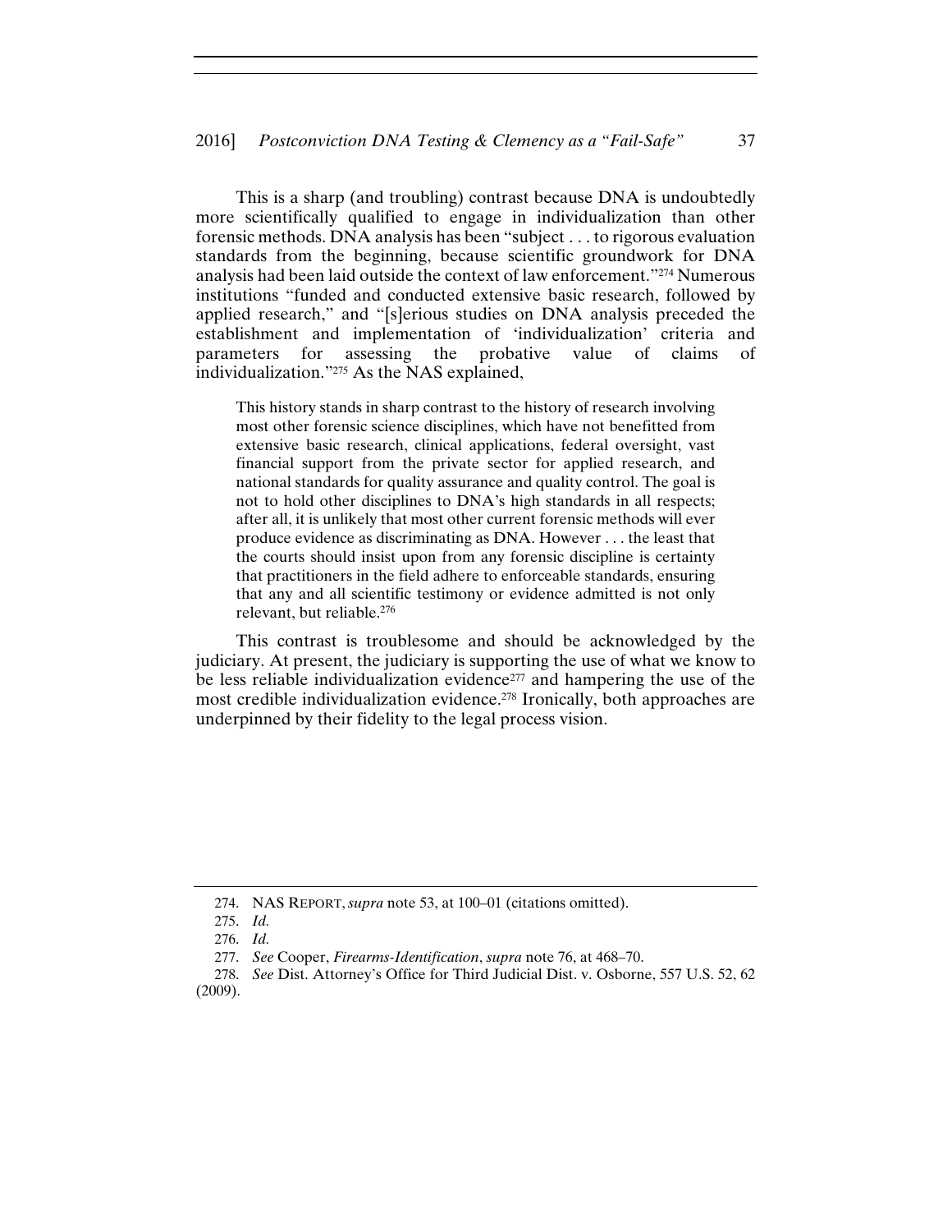This is a sharp (and troubling) contrast because DNA is undoubtedly more scientifically qualified to engage in individualization than other forensic methods. DNA analysis has been "subject . . . to rigorous evaluation standards from the beginning, because scientific groundwork for DNA analysis had been laid outside the context of law enforcement."[274] Numerous institutions "funded and conducted extensive basic research, followed by applied research," and "[s]erious studies on DNA analysis preceded the establishment and implementation of 'individualization' criteria and parameters for assessing the probative value of claims of individualization."[275] As the NAS explained,

> This history stands in sharp contrast to the history of research involving most other forensic science disciplines, which have not benefitted from extensive basic research, clinical applications, federal oversight, vast financial support from the private sector for applied research, and national standards for quality assurance and quality control. The goal is not to hold other disciplines to DNA's high standards in all respects; after all, it is unlikely that most other current forensic methods will ever produce evidence as discriminating as DNA. However . . . the least that the courts should insist upon from any forensic discipline is certainty that practitioners in the field adhere to enforceable standards, ensuring that any and all scientific testimony or evidence admitted is not only relevant, but reliable.[276]

This contrast is troublesome and should be acknowledged by the judiciary. At present, the judiciary is supporting the use of what we know to be less reliable individualization evidence[277] and hampering the use of the most credible individualization evidence.[278] Ironically, both approaches are underpinned by their fidelity to the legal process vision.

---

274. NAS REPORT, *supra* note 53, at 100–01 (citations omitted).

275. *Id.*

276. *Id.*

277. *See* Cooper, *Firearms-Identification*, *supra* note 76, at 468–70.

278. *See* Dist. Attorney's Office for Third Judicial Dist. v. Osborne, 557 U.S. 52, 62 (2009).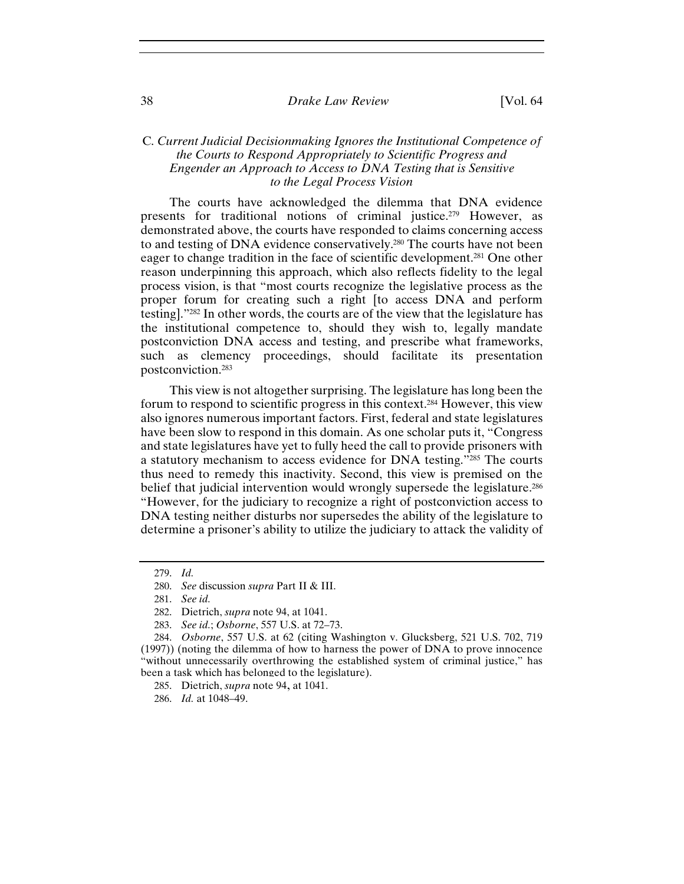### C. *Current Judicial Decisionmaking Ignores the Institutional Competence of the Courts to Respond Appropriately to Scientific Progress and Engender an Approach to Access to DNA Testing that is Sensitive to the Legal Process Vision*

The courts have acknowledged the dilemma that DNA evidence presents for traditional notions of criminal justice.[279] However, as demonstrated above, the courts have responded to claims concerning access to and testing of DNA evidence conservatively.[280] The courts have not been eager to change tradition in the face of scientific development.[281] One other reason underpinning this approach, which also reflects fidelity to the legal process vision, is that "most courts recognize the legislative process as the proper forum for creating such a right [to access DNA and perform testing]."[282] In other words, the courts are of the view that the legislature has the institutional competence to, should they wish to, legally mandate postconviction DNA access and testing, and prescribe what frameworks, such as clemency proceedings, should facilitate its presentation postconviction.[283]

This view is not altogether surprising. The legislature has long been the forum to respond to scientific progress in this context.[284] However, this view also ignores numerous important factors. First, federal and state legislatures have been slow to respond in this domain. As one scholar puts it, "Congress and state legislatures have yet to fully heed the call to provide prisoners with a statutory mechanism to access evidence for DNA testing."[285] The courts thus need to remedy this inactivity. Second, this view is premised on the belief that judicial intervention would wrongly supersede the legislature.[286] "However, for the judiciary to recognize a right of postconviction access to DNA testing neither disturbs nor supersedes the ability of the legislature to determine a prisoner's ability to utilize the judiciary to attack the validity of

---

279. *Id.*

280. *See* discussion *supra* Part II & III.

281. *See id.*

282. Dietrich, *supra* note 94, at 1041.

283. *See id.*; *Osborne*, 557 U.S. at 72–73.

284. *Osborne*, 557 U.S. at 62 (citing Washington v. Glucksberg, 521 U.S. 702, 719 (1997)) (noting the dilemma of how to harness the power of DNA to prove innocence "without unnecessarily overthrowing the established system of criminal justice," has been a task which has belonged to the legislature).

285. Dietrich, *supra* note 94, at 1041.

286. *Id.* at 1048–49.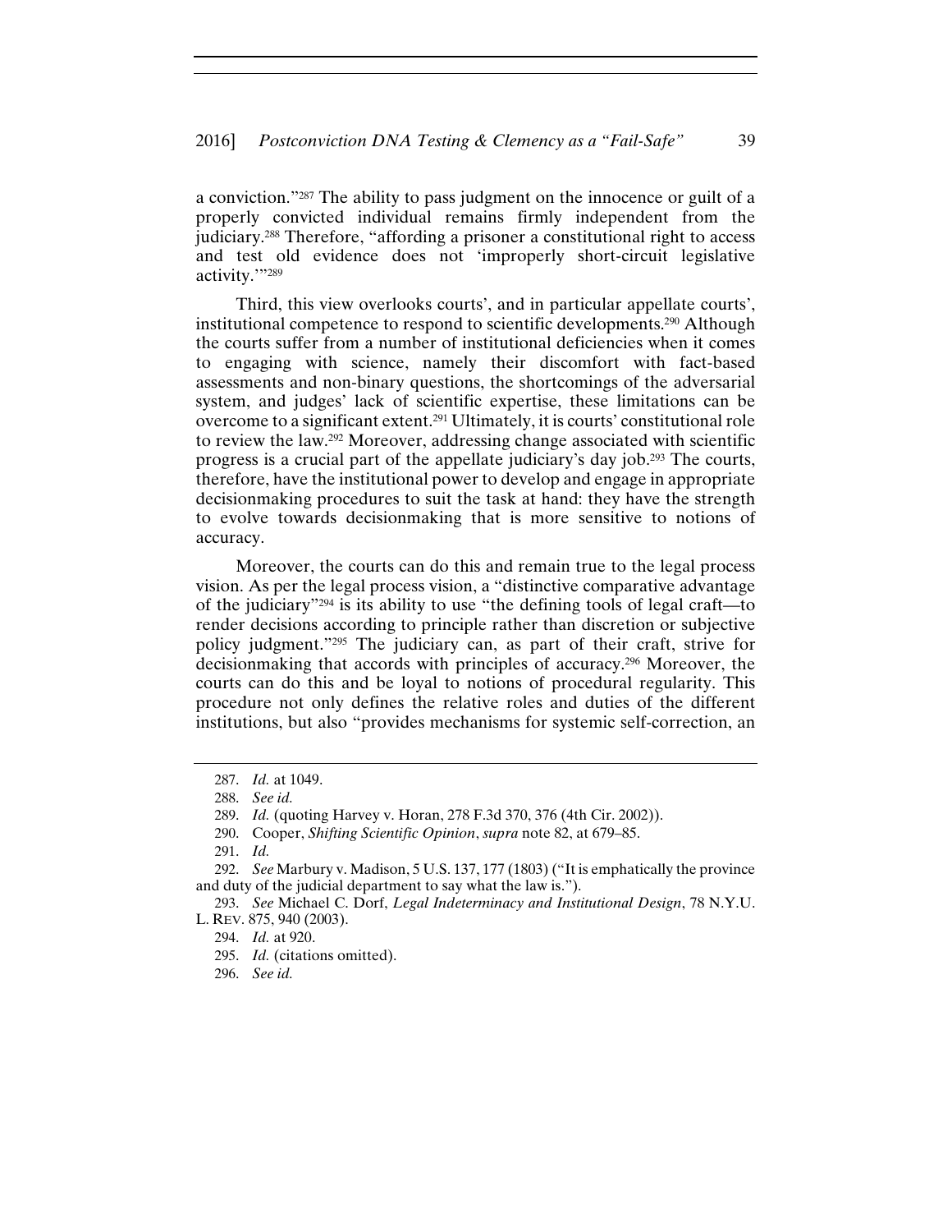a conviction."[287] The ability to pass judgment on the innocence or guilt of a properly convicted individual remains firmly independent from the judiciary.[288] Therefore, "affording a prisoner a constitutional right to access and test old evidence does not 'improperly short-circuit legislative activity.'"[289]

Third, this view overlooks courts', and in particular appellate courts', institutional competence to respond to scientific developments.[290] Although the courts suffer from a number of institutional deficiencies when it comes to engaging with science, namely their discomfort with fact-based assessments and non-binary questions, the shortcomings of the adversarial system, and judges' lack of scientific expertise, these limitations can be overcome to a significant extent.[291] Ultimately, it is courts' constitutional role to review the law.[292] Moreover, addressing change associated with scientific progress is a crucial part of the appellate judiciary's day job.[293] The courts, therefore, have the institutional power to develop and engage in appropriate decisionmaking procedures to suit the task at hand: they have the strength to evolve towards decisionmaking that is more sensitive to notions of accuracy.

Moreover, the courts can do this and remain true to the legal process vision. As per the legal process vision, a "distinctive comparative advantage of the judiciary"[294] is its ability to use "the defining tools of legal craft—to render decisions according to principle rather than discretion or subjective policy judgment."[295] The judiciary can, as part of their craft, strive for decisionmaking that accords with principles of accuracy.[296] Moreover, the courts can do this and be loyal to notions of procedural regularity. This procedure not only defines the relative roles and duties of the different institutions, but also "provides mechanisms for systemic self-correction, an

---

287. *Id.* at 1049.

288. *See id.*

289. *Id.* (quoting Harvey v. Horan, 278 F.3d 370, 376 (4th Cir. 2002)).

290. Cooper, *Shifting Scientific Opinion*, *supra* note 82, at 679–85.

291. *Id.*

292. *See* Marbury v. Madison, 5 U.S. 137, 177 (1803) ("It is emphatically the province and duty of the judicial department to say what the law is.").

293. *See* Michael C. Dorf, *Legal Indeterminacy and Institutional Design*, 78 N.Y.U. L. REV. 875, 940 (2003).

294. *Id.* at 920.

295. *Id.* (citations omitted).

296. *See id.*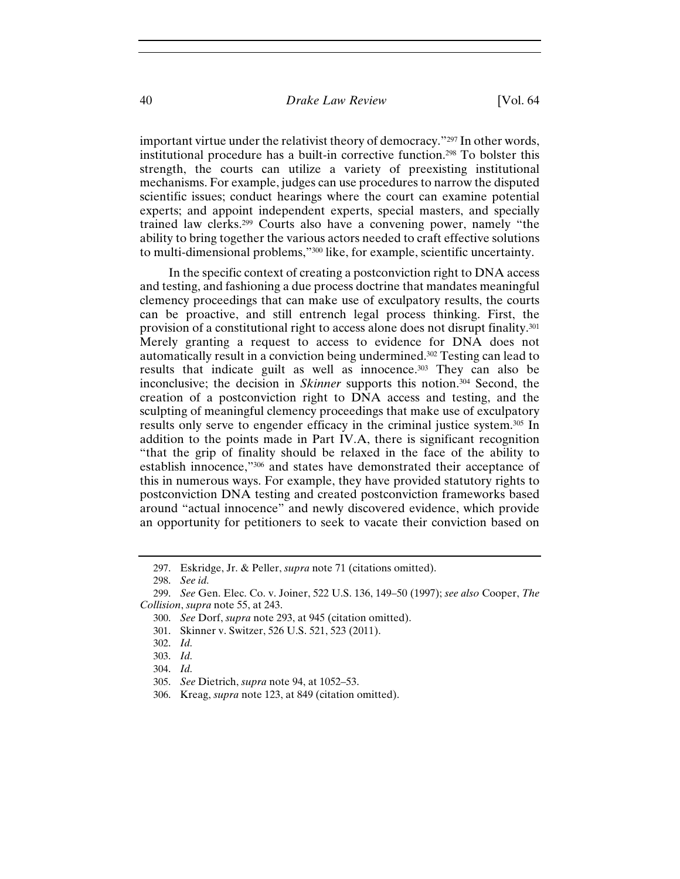important virtue under the relativist theory of democracy."[297] In other words, institutional procedure has a built-in corrective function.[298] To bolster this strength, the courts can utilize a variety of preexisting institutional mechanisms. For example, judges can use procedures to narrow the disputed scientific issues; conduct hearings where the court can examine potential experts; and appoint independent experts, special masters, and specially trained law clerks.[299] Courts also have a convening power, namely "the ability to bring together the various actors needed to craft effective solutions to multi-dimensional problems,"[300] like, for example, scientific uncertainty.

In the specific context of creating a postconviction right to DNA access and testing, and fashioning a due process doctrine that mandates meaningful clemency proceedings that can make use of exculpatory results, the courts can be proactive, and still entrench legal process thinking. First, the provision of a constitutional right to access alone does not disrupt finality.[301] Merely granting a request to access to evidence for DNA does not automatically result in a conviction being undermined.[302] Testing can lead to results that indicate guilt as well as innocence.[303] They can also be inconclusive; the decision in *Skinner* supports this notion.[304] Second, the creation of a postconviction right to DNA access and testing, and the sculpting of meaningful clemency proceedings that make use of exculpatory results only serve to engender efficacy in the criminal justice system.[305] In addition to the points made in Part IV.A, there is significant recognition "that the grip of finality should be relaxed in the face of the ability to establish innocence,"[306] and states have demonstrated their acceptance of this in numerous ways. For example, they have provided statutory rights to postconviction DNA testing and created postconviction frameworks based around "actual innocence" and newly discovered evidence, which provide an opportunity for petitioners to seek to vacate their conviction based on

---

297. Eskridge, Jr. & Peller, *supra* note 71 (citations omitted).

298. *See id.*

299. *See* Gen. Elec. Co. v. Joiner, 522 U.S. 136, 149–50 (1997); *see also* Cooper, *The Collision*, *supra* note 55, at 243.

300. *See* Dorf, *supra* note 293, at 945 (citation omitted).

301. Skinner v. Switzer, 526 U.S. 521, 523 (2011).

302. *Id.*

303. *Id.*

304. *Id.*

305. *See* Dietrich, *supra* note 94, at 1052–53.

306. Kreag, *supra* note 123, at 849 (citation omitted).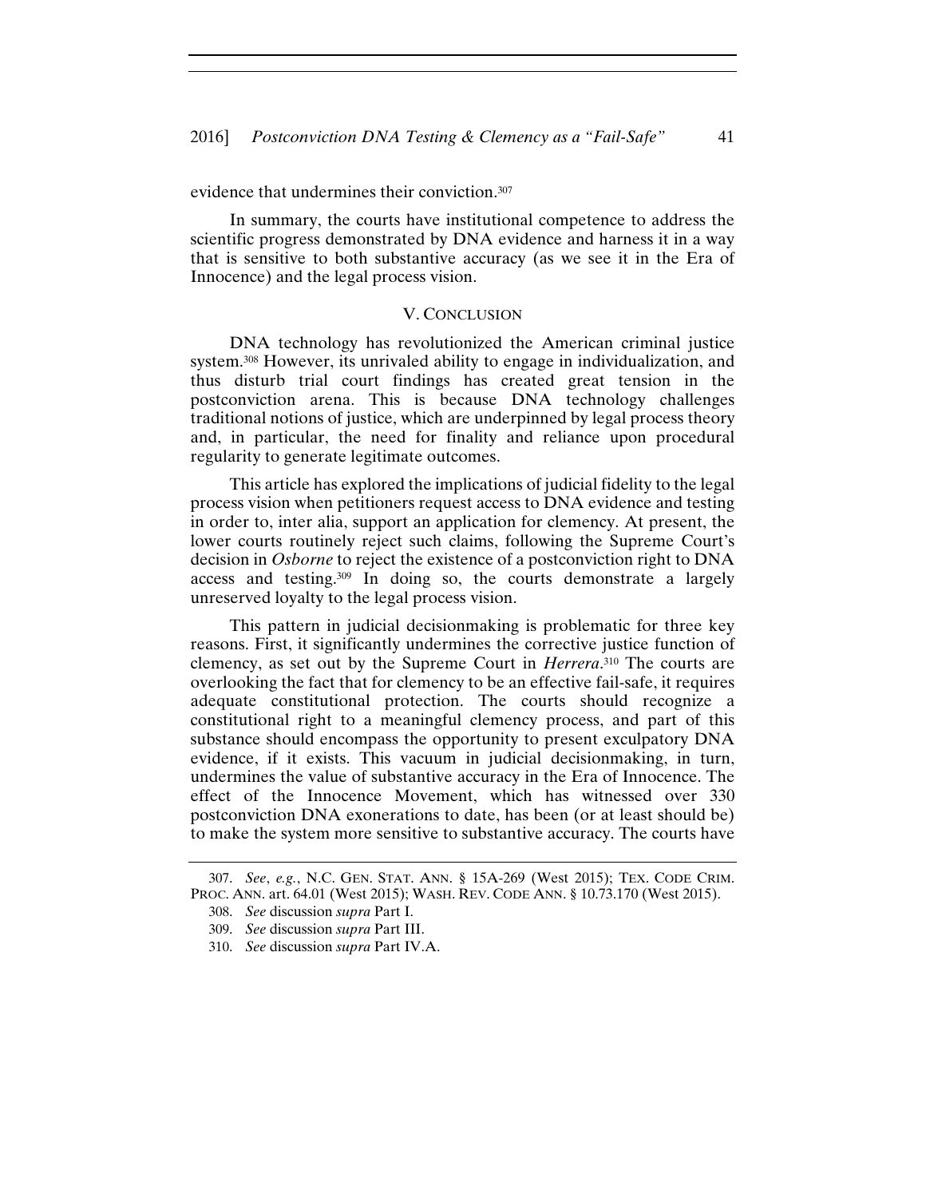evidence that undermines their conviction.[307]

In summary, the courts have institutional competence to address the scientific progress demonstrated by DNA evidence and harness it in a way that is sensitive to both substantive accuracy (as we see it in the Era of Innocence) and the legal process vision.

## V. CONCLUSION

DNA technology has revolutionized the American criminal justice system.[308] However, its unrivaled ability to engage in individualization, and thus disturb trial court findings has created great tension in the postconviction arena. This is because DNA technology challenges traditional notions of justice, which are underpinned by legal process theory and, in particular, the need for finality and reliance upon procedural regularity to generate legitimate outcomes.

This article has explored the implications of judicial fidelity to the legal process vision when petitioners request access to DNA evidence and testing in order to, inter alia, support an application for clemency. At present, the lower courts routinely reject such claims, following the Supreme Court's decision in *Osborne* to reject the existence of a postconviction right to DNA access and testing.[309] In doing so, the courts demonstrate a largely unreserved loyalty to the legal process vision.

This pattern in judicial decisionmaking is problematic for three key reasons. First, it significantly undermines the corrective justice function of clemency, as set out by the Supreme Court in *Herrera*.[310] The courts are overlooking the fact that for clemency to be an effective fail-safe, it requires adequate constitutional protection. The courts should recognize a constitutional right to a meaningful clemency process, and part of this substance should encompass the opportunity to present exculpatory DNA evidence, if it exists. This vacuum in judicial decisionmaking, in turn, undermines the value of substantive accuracy in the Era of Innocence. The effect of the Innocence Movement, which has witnessed over 330 postconviction DNA exonerations to date, has been (or at least should be) to make the system more sensitive to substantive accuracy. The courts have

---

307. *See*, *e.g.*, N.C. GEN. STAT. ANN. § 15A-269 (West 2015); TEX. CODE CRIM. PROC. ANN. art. 64.01 (West 2015); WASH. REV. CODE ANN. § 10.73.170 (West 2015).

308. *See* discussion *supra* Part I.

309. *See* discussion *supra* Part III.

310. *See* discussion *supra* Part IV.A.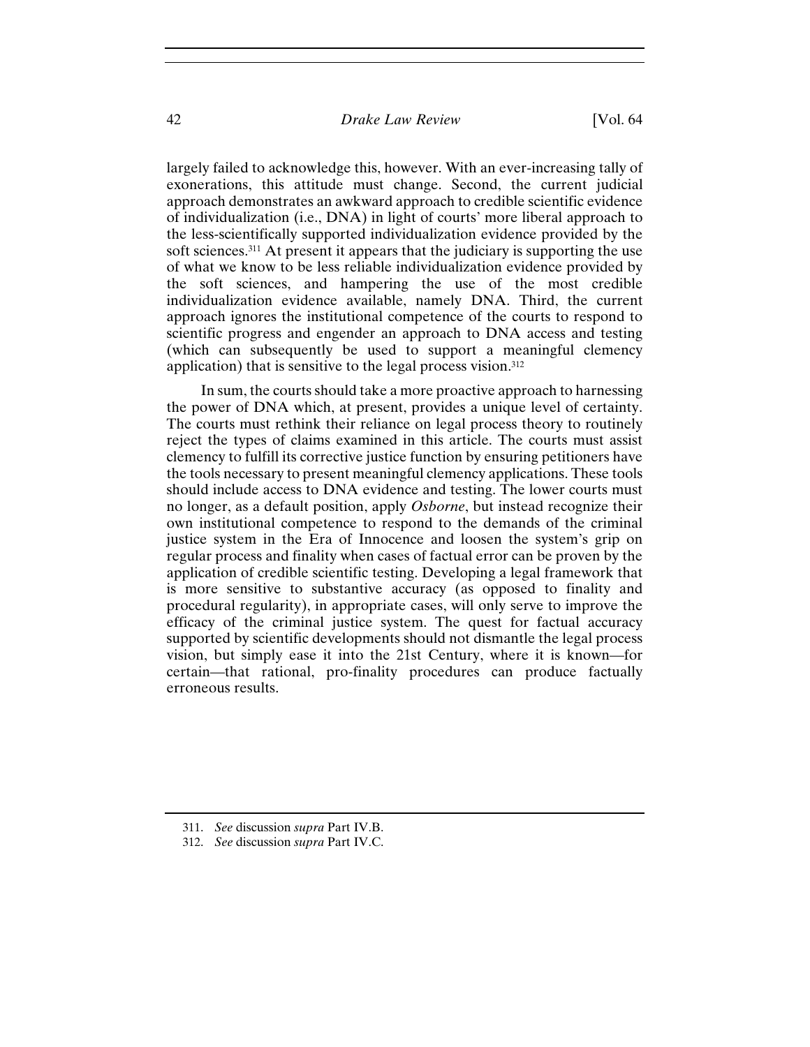largely failed to acknowledge this, however. With an ever-increasing tally of exonerations, this attitude must change. Second, the current judicial approach demonstrates an awkward approach to credible scientific evidence of individualization (i.e., DNA) in light of courts' more liberal approach to the less-scientifically supported individualization evidence provided by the soft sciences.[311] At present it appears that the judiciary is supporting the use of what we know to be less reliable individualization evidence provided by the soft sciences, and hampering the use of the most credible individualization evidence available, namely DNA. Third, the current approach ignores the institutional competence of the courts to respond to scientific progress and engender an approach to DNA access and testing (which can subsequently be used to support a meaningful clemency application) that is sensitive to the legal process vision.[312]

In sum, the courts should take a more proactive approach to harnessing the power of DNA which, at present, provides a unique level of certainty. The courts must rethink their reliance on legal process theory to routinely reject the types of claims examined in this article. The courts must assist clemency to fulfill its corrective justice function by ensuring petitioners have the tools necessary to present meaningful clemency applications. These tools should include access to DNA evidence and testing. The lower courts must no longer, as a default position, apply *Osborne*, but instead recognize their own institutional competence to respond to the demands of the criminal justice system in the Era of Innocence and loosen the system's grip on regular process and finality when cases of factual error can be proven by the application of credible scientific testing. Developing a legal framework that is more sensitive to substantive accuracy (as opposed to finality and procedural regularity), in appropriate cases, will only serve to improve the efficacy of the criminal justice system. The quest for factual accuracy supported by scientific developments should not dismantle the legal process vision, but simply ease it into the 21st Century, where it is known—for certain—that rational, pro-finality procedures can produce factually erroneous results.

---

311. *See* discussion *supra* Part IV.B.

312. *See* discussion *supra* Part IV.C.